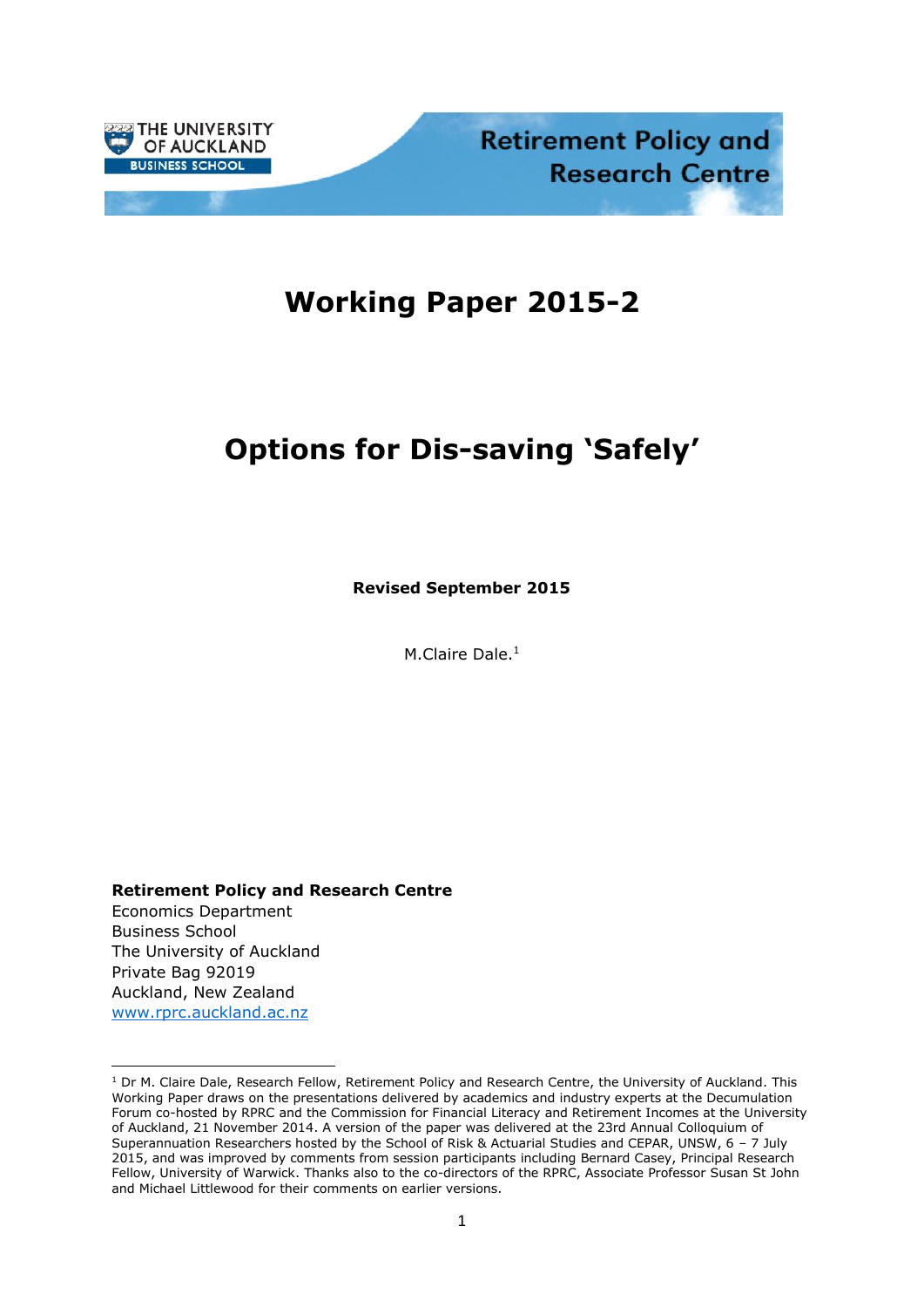THE UNIVERSITY OF AUCKLAND
BUSINESS SCHOOL

Retirement Policy and Research Centre

# Working Paper 2015-2

# Options for Dis-saving 'Safely'

**Revised September 2015**

M.Claire Dale.[1]

**Retirement Policy and Research Centre**
Economics Department
Business School
The University of Auckland
Private Bag 92019
Auckland, New Zealand
www.rprc.auckland.ac.nz

---

[1] Dr M. Claire Dale, Research Fellow, Retirement Policy and Research Centre, the University of Auckland. This Working Paper draws on the presentations delivered by academics and industry experts at the Decumulation Forum co-hosted by RPRC and the Commission for Financial Literacy and Retirement Incomes at the University of Auckland, 21 November 2014. A version of the paper was delivered at the 23rd Annual Colloquium of Superannuation Researchers hosted by the School of Risk & Actuarial Studies and CEPAR, UNSW, 6 – 7 July 2015, and was improved by comments from session participants including Bernard Casey, Principal Research Fellow, University of Warwick. Thanks also to the co-directors of the RPRC, Associate Professor Susan St John and Michael Littlewood for their comments on earlier versions.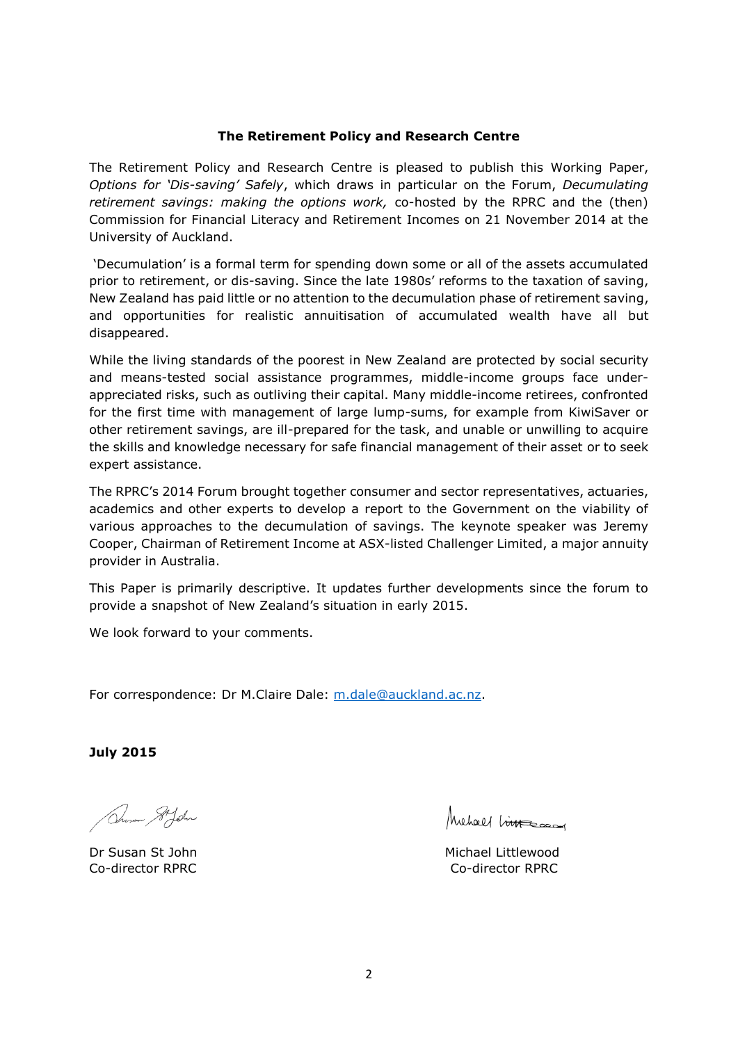**The Retirement Policy and Research Centre**

The Retirement Policy and Research Centre is pleased to publish this Working Paper, *Options for 'Dis-saving' Safely*, which draws in particular on the Forum, *Decumulating retirement savings: making the options work,* co-hosted by the RPRC and the (then) Commission for Financial Literacy and Retirement Incomes on 21 November 2014 at the University of Auckland.

'Decumulation' is a formal term for spending down some or all of the assets accumulated prior to retirement, or dis-saving. Since the late 1980s' reforms to the taxation of saving, New Zealand has paid little or no attention to the decumulation phase of retirement saving, and opportunities for realistic annuitisation of accumulated wealth have all but disappeared.

While the living standards of the poorest in New Zealand are protected by social security and means-tested social assistance programmes, middle-income groups face under-appreciated risks, such as outliving their capital. Many middle-income retirees, confronted for the first time with management of large lump-sums, for example from KiwiSaver or other retirement savings, are ill-prepared for the task, and unable or unwilling to acquire the skills and knowledge necessary for safe financial management of their asset or to seek expert assistance.

The RPRC's 2014 Forum brought together consumer and sector representatives, actuaries, academics and other experts to develop a report to the Government on the viability of various approaches to the decumulation of savings. The keynote speaker was Jeremy Cooper, Chairman of Retirement Income at ASX-listed Challenger Limited, a major annuity provider in Australia.

This Paper is primarily descriptive. It updates further developments since the forum to provide a snapshot of New Zealand's situation in early 2015.

We look forward to your comments.

For correspondence: Dr M.Claire Dale: m.dale@auckland.ac.nz.

**July 2015**

Dr Susan St John
Co-director RPRC

Michael Littlewood
Co-director RPRC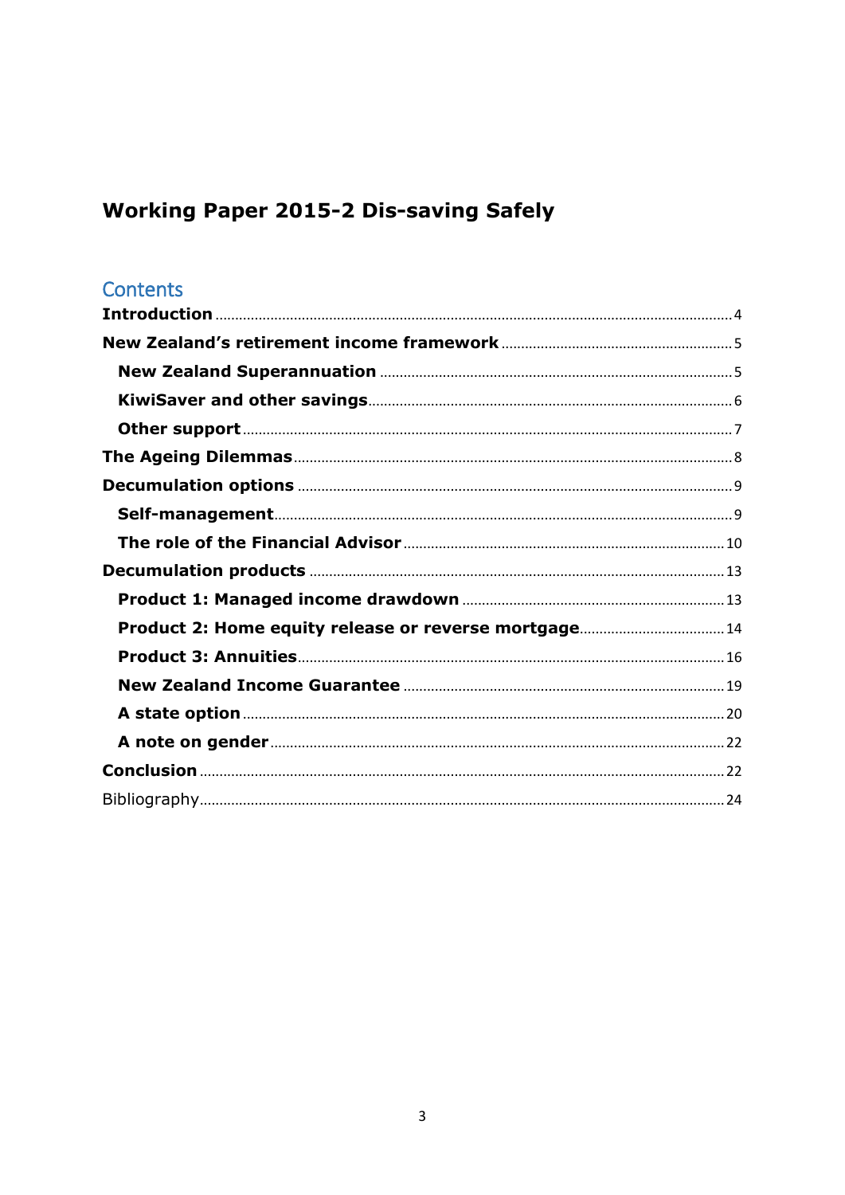# Working Paper 2015-2 Dis-saving Safely

## Contents

**Introduction** ........ 4

**New Zealand's retirement income framework** ........ 5

- **New Zealand Superannuation** ........ 5
- **KiwiSaver and other savings** ........ 6
- **Other support** ........ 7

**The Ageing Dilemmas** ........ 8

**Decumulation options** ........ 9

- **Self-management** ........ 9
- **The role of the Financial Advisor** ........ 10

**Decumulation products** ........ 13

- **Product 1: Managed income drawdown** ........ 13
- **Product 2: Home equity release or reverse mortgage** ........ 14
- **Product 3: Annuities** ........ 16
- **New Zealand Income Guarantee** ........ 19
- **A state option** ........ 20
- **A note on gender** ........ 22

**Conclusion** ........ 22

Bibliography ........ 24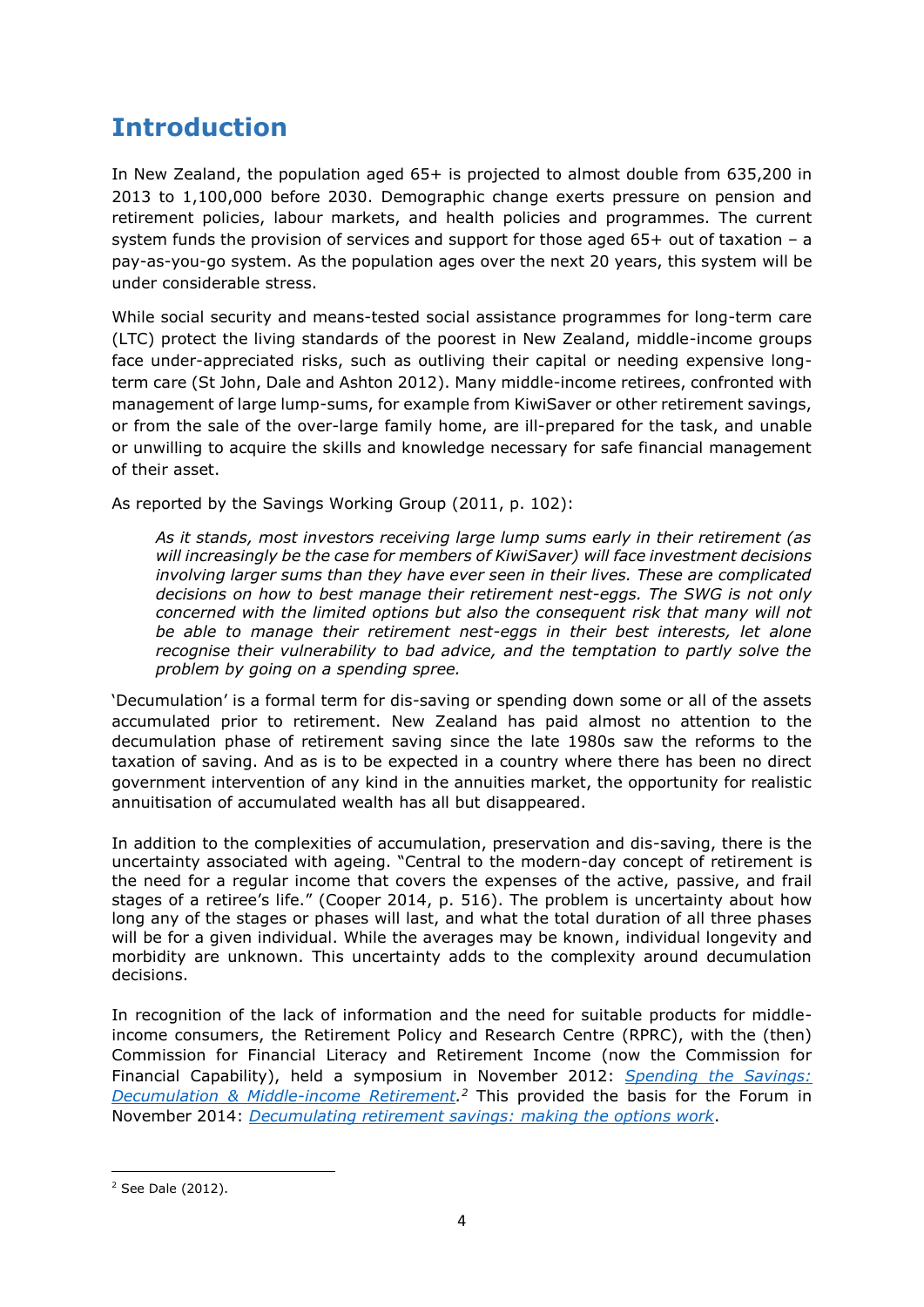# Introduction

In New Zealand, the population aged 65+ is projected to almost double from 635,200 in 2013 to 1,100,000 before 2030. Demographic change exerts pressure on pension and retirement policies, labour markets, and health policies and programmes. The current system funds the provision of services and support for those aged 65+ out of taxation – a pay-as-you-go system. As the population ages over the next 20 years, this system will be under considerable stress.

While social security and means-tested social assistance programmes for long-term care (LTC) protect the living standards of the poorest in New Zealand, middle-income groups face under-appreciated risks, such as outliving their capital or needing expensive long-term care (St John, Dale and Ashton 2012). Many middle-income retirees, confronted with management of large lump-sums, for example from KiwiSaver or other retirement savings, or from the sale of the over-large family home, are ill-prepared for the task, and unable or unwilling to acquire the skills and knowledge necessary for safe financial management of their asset.

As reported by the Savings Working Group (2011, p. 102):

> *As it stands, most investors receiving large lump sums early in their retirement (as will increasingly be the case for members of KiwiSaver) will face investment decisions involving larger sums than they have ever seen in their lives. These are complicated decisions on how to best manage their retirement nest-eggs. The SWG is not only concerned with the limited options but also the consequent risk that many will not be able to manage their retirement nest-eggs in their best interests, let alone recognise their vulnerability to bad advice, and the temptation to partly solve the problem by going on a spending spree.*

'Decumulation' is a formal term for dis-saving or spending down some or all of the assets accumulated prior to retirement. New Zealand has paid almost no attention to the decumulation phase of retirement saving since the late 1980s saw the reforms to the taxation of saving. And as is to be expected in a country where there has been no direct government intervention of any kind in the annuities market, the opportunity for realistic annuitisation of accumulated wealth has all but disappeared.

In addition to the complexities of accumulation, preservation and dis-saving, there is the uncertainty associated with ageing. "Central to the modern-day concept of retirement is the need for a regular income that covers the expenses of the active, passive, and frail stages of a retiree's life." (Cooper 2014, p. 516). The problem is uncertainty about how long any of the stages or phases will last, and what the total duration of all three phases will be for a given individual. While the averages may be known, individual longevity and morbidity are unknown. This uncertainty adds to the complexity around decumulation decisions.

In recognition of the lack of information and the need for suitable products for middle-income consumers, the Retirement Policy and Research Centre (RPRC), with the (then) Commission for Financial Literacy and Retirement Income (now the Commission for Financial Capability), held a symposium in November 2012: *Spending the Savings: Decumulation & Middle-income Retirement*.[2] This provided the basis for the Forum in November 2014: *Decumulating retirement savings: making the options work*.

[2] See Dale (2012).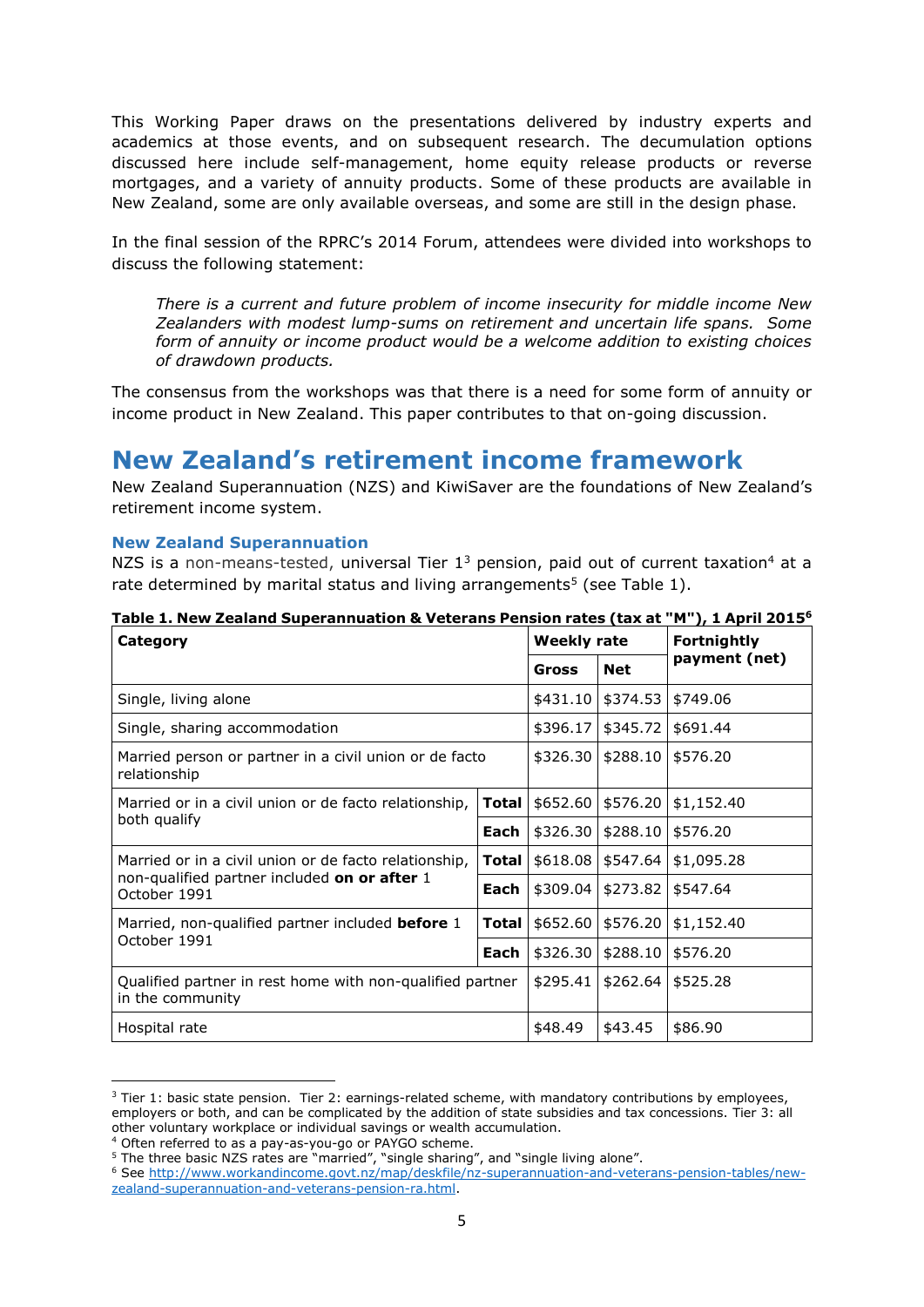This Working Paper draws on the presentations delivered by industry experts and academics at those events, and on subsequent research. The decumulation options discussed here include self-management, home equity release products or reverse mortgages, and a variety of annuity products. Some of these products are available in New Zealand, some are only available overseas, and some are still in the design phase.

In the final session of the RPRC's 2014 Forum, attendees were divided into workshops to discuss the following statement:

> *There is a current and future problem of income insecurity for middle income New Zealanders with modest lump-sums on retirement and uncertain life spans. Some form of annuity or income product would be a welcome addition to existing choices of drawdown products.*

The consensus from the workshops was that there is a need for some form of annuity or income product in New Zealand. This paper contributes to that on-going discussion.

## New Zealand's retirement income framework

New Zealand Superannuation (NZS) and KiwiSaver are the foundations of New Zealand's retirement income system.

### New Zealand Superannuation

NZS is a non-means-tested, universal Tier 1[3] pension, paid out of current taxation[4] at a rate determined by marital status and living arrangements[5] (see Table 1).

**Table 1. New Zealand Superannuation & Veterans Pension rates (tax at "M"), 1 April 2015[6]**

| Category | | Weekly rate | | Fortnightly payment (net) |
|---|---|---|---|---|
| | | **Gross** | **Net** | |
| Single, living alone | | $431.10 | $374.53 | $749.06 |
| Single, sharing accommodation | | $396.17 | $345.72 | $691.44 |
| Married person or partner in a civil union or de facto relationship | | $326.30 | $288.10 | $576.20 |
| Married or in a civil union or de facto relationship, both qualify | **Total** | $652.60 | $576.20 | $1,152.40 |
| | **Each** | $326.30 | $288.10 | $576.20 |
| Married or in a civil union or de facto relationship, non-qualified partner included **on or after** 1 October 1991 | **Total** | $618.08 | $547.64 | $1,095.28 |
| | **Each** | $309.04 | $273.82 | $547.64 |
| Married, non-qualified partner included **before** 1 October 1991 | **Total** | $652.60 | $576.20 | $1,152.40 |
| | **Each** | $326.30 | $288.10 | $576.20 |
| Qualified partner in rest home with non-qualified partner in the community | | $295.41 | $262.64 | $525.28 |
| Hospital rate | | $48.49 | $43.45 | $86.90 |

[3] Tier 1: basic state pension. Tier 2: earnings-related scheme, with mandatory contributions by employees, employers or both, and can be complicated by the addition of state subsidies and tax concessions. Tier 3: all other voluntary workplace or individual savings or wealth accumulation.

[4] Often referred to as a pay-as-you-go or PAYGO scheme.

[5] The three basic NZS rates are "married", "single sharing", and "single living alone".

[6] See http://www.workandincome.govt.nz/map/deskfile/nz-superannuation-and-veterans-pension-tables/new-zealand-superannuation-and-veterans-pension-ra.html.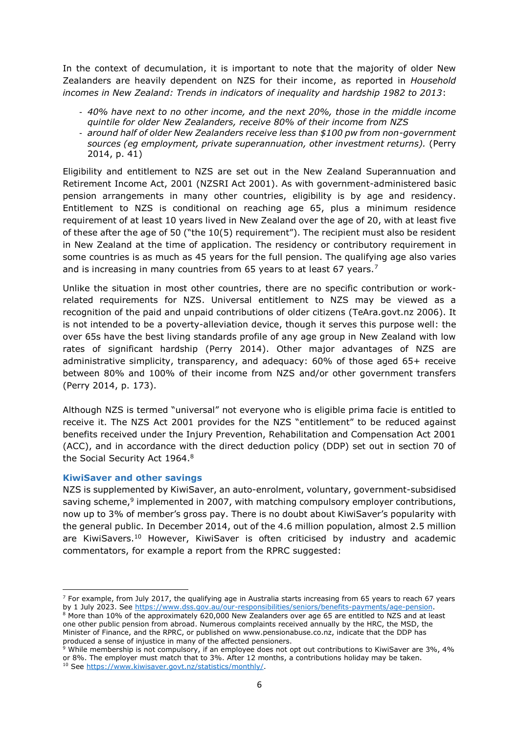In the context of decumulation, it is important to note that the majority of older New Zealanders are heavily dependent on NZS for their income, as reported in *Household incomes in New Zealand: Trends in indicators of inequality and hardship 1982 to 2013*:

- *40% have next to no other income, and the next 20%, those in the middle income quintile for older New Zealanders, receive 80% of their income from NZS*
- *around half of older New Zealanders receive less than $100 pw from non-government sources (eg employment, private superannuation, other investment returns).* (Perry 2014, p. 41)

Eligibility and entitlement to NZS are set out in the New Zealand Superannuation and Retirement Income Act, 2001 (NZSRI Act 2001). As with government-administered basic pension arrangements in many other countries, eligibility is by age and residency. Entitlement to NZS is conditional on reaching age 65, plus a minimum residence requirement of at least 10 years lived in New Zealand over the age of 20, with at least five of these after the age of 50 ("the 10(5) requirement"). The recipient must also be resident in New Zealand at the time of application. The residency or contributory requirement in some countries is as much as 45 years for the full pension. The qualifying age also varies and is increasing in many countries from 65 years to at least 67 years.[7]

Unlike the situation in most other countries, there are no specific contribution or work-related requirements for NZS. Universal entitlement to NZS may be viewed as a recognition of the paid and unpaid contributions of older citizens (TeAra.govt.nz 2006). It is not intended to be a poverty-alleviation device, though it serves this purpose well: the over 65s have the best living standards profile of any age group in New Zealand with low rates of significant hardship (Perry 2014). Other major advantages of NZS are administrative simplicity, transparency, and adequacy: 60% of those aged 65+ receive between 80% and 100% of their income from NZS and/or other government transfers (Perry 2014, p. 173).

Although NZS is termed "universal" not everyone who is eligible prima facie is entitled to receive it. The NZS Act 2001 provides for the NZS "entitlement" to be reduced against benefits received under the Injury Prevention, Rehabilitation and Compensation Act 2001 (ACC), and in accordance with the direct deduction policy (DDP) set out in section 70 of the Social Security Act 1964.[8]

### KiwiSaver and other savings

NZS is supplemented by KiwiSaver, an auto-enrolment, voluntary, government-subsidised saving scheme,[9] implemented in 2007, with matching compulsory employer contributions, now up to 3% of member's gross pay. There is no doubt about KiwiSaver's popularity with the general public. In December 2014, out of the 4.6 million population, almost 2.5 million are KiwiSavers.[10] However, KiwiSaver is often criticised by industry and academic commentators, for example a report from the RPRC suggested:

---

[7] For example, from July 2017, the qualifying age in Australia starts increasing from 65 years to reach 67 years by 1 July 2023. See https://www.dss.gov.au/our-responsibilities/seniors/benefits-payments/age-pension.

[8] More than 10% of the approximately 620,000 New Zealanders over age 65 are entitled to NZS and at least one other public pension from abroad. Numerous complaints received annually by the HRC, the MSD, the Minister of Finance, and the RPRC, or published on www.pensionabuse.co.nz, indicate that the DDP has produced a sense of injustice in many of the affected pensioners.

[9] While membership is not compulsory, if an employee does not opt out contributions to KiwiSaver are 3%, 4% or 8%. The employer must match that to 3%. After 12 months, a contributions holiday may be taken.

[10] See https://www.kiwisaver.govt.nz/statistics/monthly/.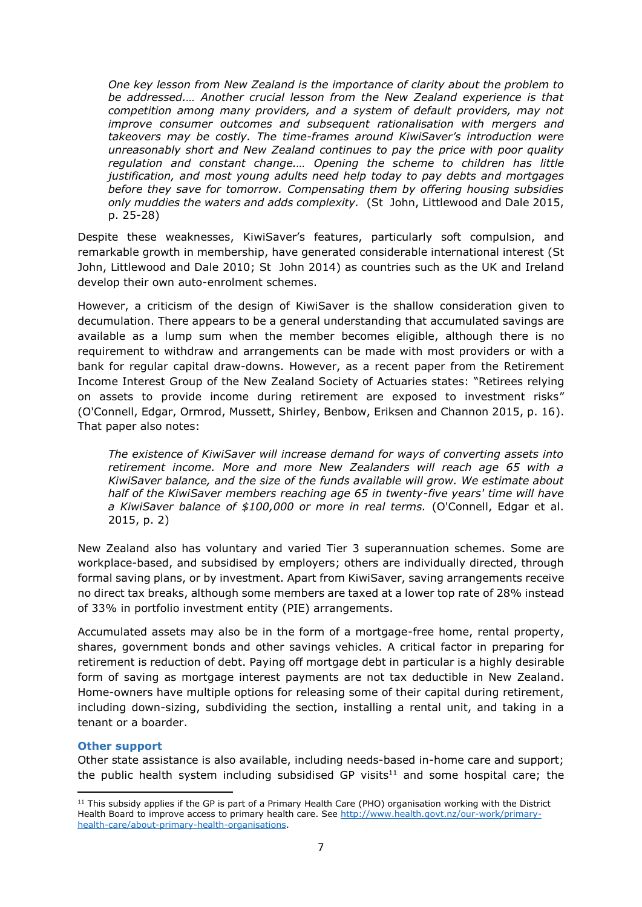> *One key lesson from New Zealand is the importance of clarity about the problem to be addressed.… Another crucial lesson from the New Zealand experience is that competition among many providers, and a system of default providers, may not improve consumer outcomes and subsequent rationalisation with mergers and takeovers may be costly. The time-frames around KiwiSaver's introduction were unreasonably short and New Zealand continues to pay the price with poor quality regulation and constant change.… Opening the scheme to children has little justification, and most young adults need help today to pay debts and mortgages before they save for tomorrow. Compensating them by offering housing subsidies only muddies the waters and adds complexity.* (St John, Littlewood and Dale 2015, p. 25-28)

Despite these weaknesses, KiwiSaver's features, particularly soft compulsion, and remarkable growth in membership, have generated considerable international interest (St John, Littlewood and Dale 2010; St John 2014) as countries such as the UK and Ireland develop their own auto-enrolment schemes.

However, a criticism of the design of KiwiSaver is the shallow consideration given to decumulation. There appears to be a general understanding that accumulated savings are available as a lump sum when the member becomes eligible, although there is no requirement to withdraw and arrangements can be made with most providers or with a bank for regular capital draw-downs. However, as a recent paper from the Retirement Income Interest Group of the New Zealand Society of Actuaries states: "Retirees relying on assets to provide income during retirement are exposed to investment risks" (O'Connell, Edgar, Ormrod, Mussett, Shirley, Benbow, Eriksen and Channon 2015, p. 16). That paper also notes:

> *The existence of KiwiSaver will increase demand for ways of converting assets into retirement income. More and more New Zealanders will reach age 65 with a KiwiSaver balance, and the size of the funds available will grow. We estimate about half of the KiwiSaver members reaching age 65 in twenty-five years' time will have a KiwiSaver balance of $100,000 or more in real terms.* (O'Connell, Edgar et al. 2015, p. 2)

New Zealand also has voluntary and varied Tier 3 superannuation schemes. Some are workplace-based, and subsidised by employers; others are individually directed, through formal saving plans, or by investment. Apart from KiwiSaver, saving arrangements receive no direct tax breaks, although some members are taxed at a lower top rate of 28% instead of 33% in portfolio investment entity (PIE) arrangements.

Accumulated assets may also be in the form of a mortgage-free home, rental property, shares, government bonds and other savings vehicles. A critical factor in preparing for retirement is reduction of debt. Paying off mortgage debt in particular is a highly desirable form of saving as mortgage interest payments are not tax deductible in New Zealand. Home-owners have multiple options for releasing some of their capital during retirement, including down-sizing, subdividing the section, installing a rental unit, and taking in a tenant or a boarder.

### Other support

Other state assistance is also available, including needs-based in-home care and support; the public health system including subsidised GP visits[11] and some hospital care; the

[11] This subsidy applies if the GP is part of a Primary Health Care (PHO) organisation working with the District Health Board to improve access to primary health care. See http://www.health.govt.nz/our-work/primary-health-care/about-primary-health-organisations.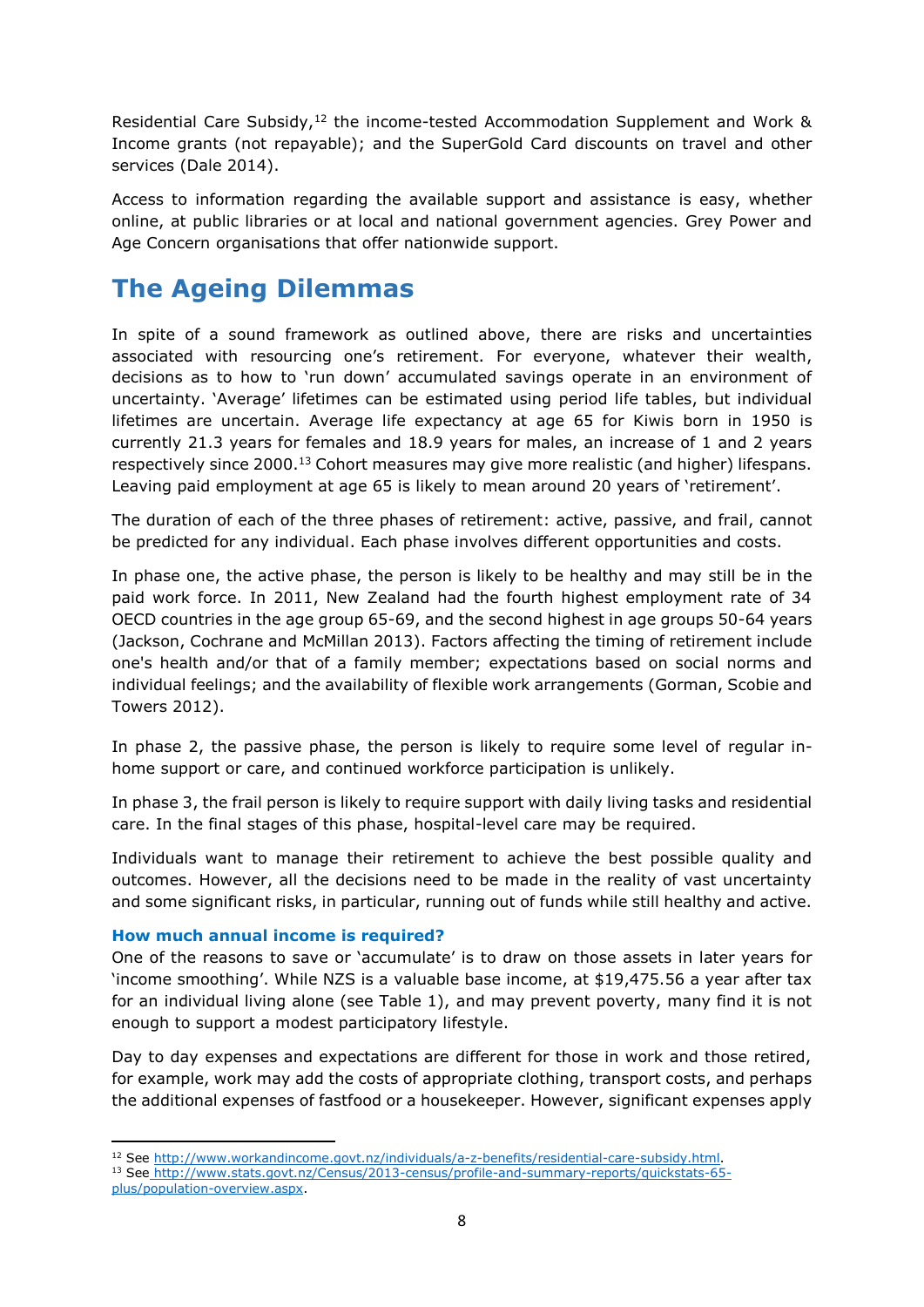Residential Care Subsidy,[12] the income-tested Accommodation Supplement and Work & Income grants (not repayable); and the SuperGold Card discounts on travel and other services (Dale 2014).

Access to information regarding the available support and assistance is easy, whether online, at public libraries or at local and national government agencies. Grey Power and Age Concern organisations that offer nationwide support.

# The Ageing Dilemmas

In spite of a sound framework as outlined above, there are risks and uncertainties associated with resourcing one's retirement. For everyone, whatever their wealth, decisions as to how to 'run down' accumulated savings operate in an environment of uncertainty. 'Average' lifetimes can be estimated using period life tables, but individual lifetimes are uncertain. Average life expectancy at age 65 for Kiwis born in 1950 is currently 21.3 years for females and 18.9 years for males, an increase of 1 and 2 years respectively since 2000.[13] Cohort measures may give more realistic (and higher) lifespans. Leaving paid employment at age 65 is likely to mean around 20 years of 'retirement'.

The duration of each of the three phases of retirement: active, passive, and frail, cannot be predicted for any individual. Each phase involves different opportunities and costs.

In phase one, the active phase, the person is likely to be healthy and may still be in the paid work force. In 2011, New Zealand had the fourth highest employment rate of 34 OECD countries in the age group 65-69, and the second highest in age groups 50-64 years (Jackson, Cochrane and McMillan 2013). Factors affecting the timing of retirement include one's health and/or that of a family member; expectations based on social norms and individual feelings; and the availability of flexible work arrangements (Gorman, Scobie and Towers 2012).

In phase 2, the passive phase, the person is likely to require some level of regular in-home support or care, and continued workforce participation is unlikely.

In phase 3, the frail person is likely to require support with daily living tasks and residential care. In the final stages of this phase, hospital-level care may be required.

Individuals want to manage their retirement to achieve the best possible quality and outcomes. However, all the decisions need to be made in the reality of vast uncertainty and some significant risks, in particular, running out of funds while still healthy and active.

### How much annual income is required?

One of the reasons to save or 'accumulate' is to draw on those assets in later years for 'income smoothing'. While NZS is a valuable base income, at $19,475.56 a year after tax for an individual living alone (see Table 1), and may prevent poverty, many find it is not enough to support a modest participatory lifestyle.

Day to day expenses and expectations are different for those in work and those retired, for example, work may add the costs of appropriate clothing, transport costs, and perhaps the additional expenses of fastfood or a housekeeper. However, significant expenses apply

---

[12] See http://www.workandincome.govt.nz/individuals/a-z-benefits/residential-care-subsidy.html.

[13] See http://www.stats.govt.nz/Census/2013-census/profile-and-summary-reports/quickstats-65-plus/population-overview.aspx.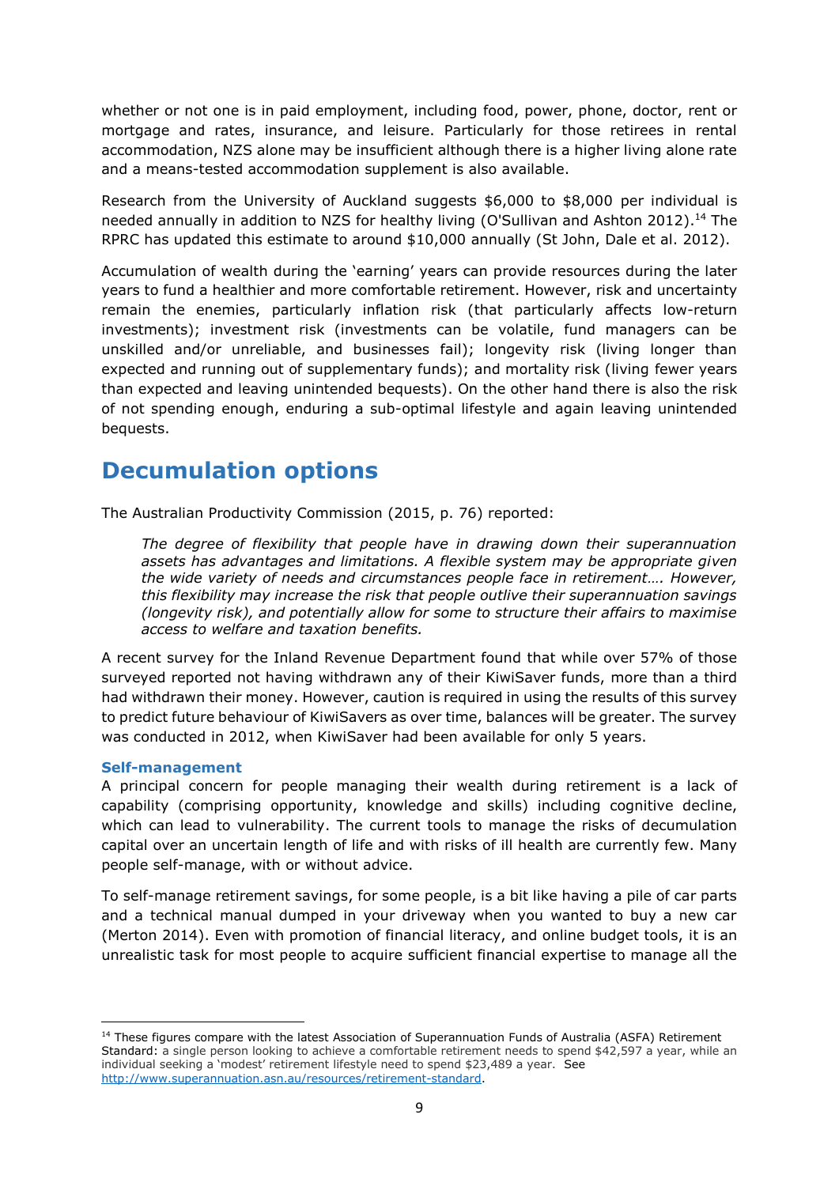whether or not one is in paid employment, including food, power, phone, doctor, rent or mortgage and rates, insurance, and leisure. Particularly for those retirees in rental accommodation, NZS alone may be insufficient although there is a higher living alone rate and a means-tested accommodation supplement is also available.

Research from the University of Auckland suggests $6,000 to $8,000 per individual is needed annually in addition to NZS for healthy living (O'Sullivan and Ashton 2012).[14] The RPRC has updated this estimate to around $10,000 annually (St John, Dale et al. 2012).

Accumulation of wealth during the 'earning' years can provide resources during the later years to fund a healthier and more comfortable retirement. However, risk and uncertainty remain the enemies, particularly inflation risk (that particularly affects low-return investments); investment risk (investments can be volatile, fund managers can be unskilled and/or unreliable, and businesses fail); longevity risk (living longer than expected and running out of supplementary funds); and mortality risk (living fewer years than expected and leaving unintended bequests). On the other hand there is also the risk of not spending enough, enduring a sub-optimal lifestyle and again leaving unintended bequests.

## Decumulation options

The Australian Productivity Commission (2015, p. 76) reported:

> *The degree of flexibility that people have in drawing down their superannuation assets has advantages and limitations. A flexible system may be appropriate given the wide variety of needs and circumstances people face in retirement…. However, this flexibility may increase the risk that people outlive their superannuation savings (longevity risk), and potentially allow for some to structure their affairs to maximise access to welfare and taxation benefits.*

A recent survey for the Inland Revenue Department found that while over 57% of those surveyed reported not having withdrawn any of their KiwiSaver funds, more than a third had withdrawn their money. However, caution is required in using the results of this survey to predict future behaviour of KiwiSavers as over time, balances will be greater. The survey was conducted in 2012, when KiwiSaver had been available for only 5 years.

### Self-management

A principal concern for people managing their wealth during retirement is a lack of capability (comprising opportunity, knowledge and skills) including cognitive decline, which can lead to vulnerability. The current tools to manage the risks of decumulation capital over an uncertain length of life and with risks of ill health are currently few. Many people self-manage, with or without advice.

To self-manage retirement savings, for some people, is a bit like having a pile of car parts and a technical manual dumped in your driveway when you wanted to buy a new car (Merton 2014). Even with promotion of financial literacy, and online budget tools, it is an unrealistic task for most people to acquire sufficient financial expertise to manage all the

---

[14] These figures compare with the latest Association of Superannuation Funds of Australia (ASFA) Retirement Standard: a single person looking to achieve a comfortable retirement needs to spend $42,597 a year, while an individual seeking a 'modest' retirement lifestyle need to spend $23,489 a year. See http://www.superannuation.asn.au/resources/retirement-standard.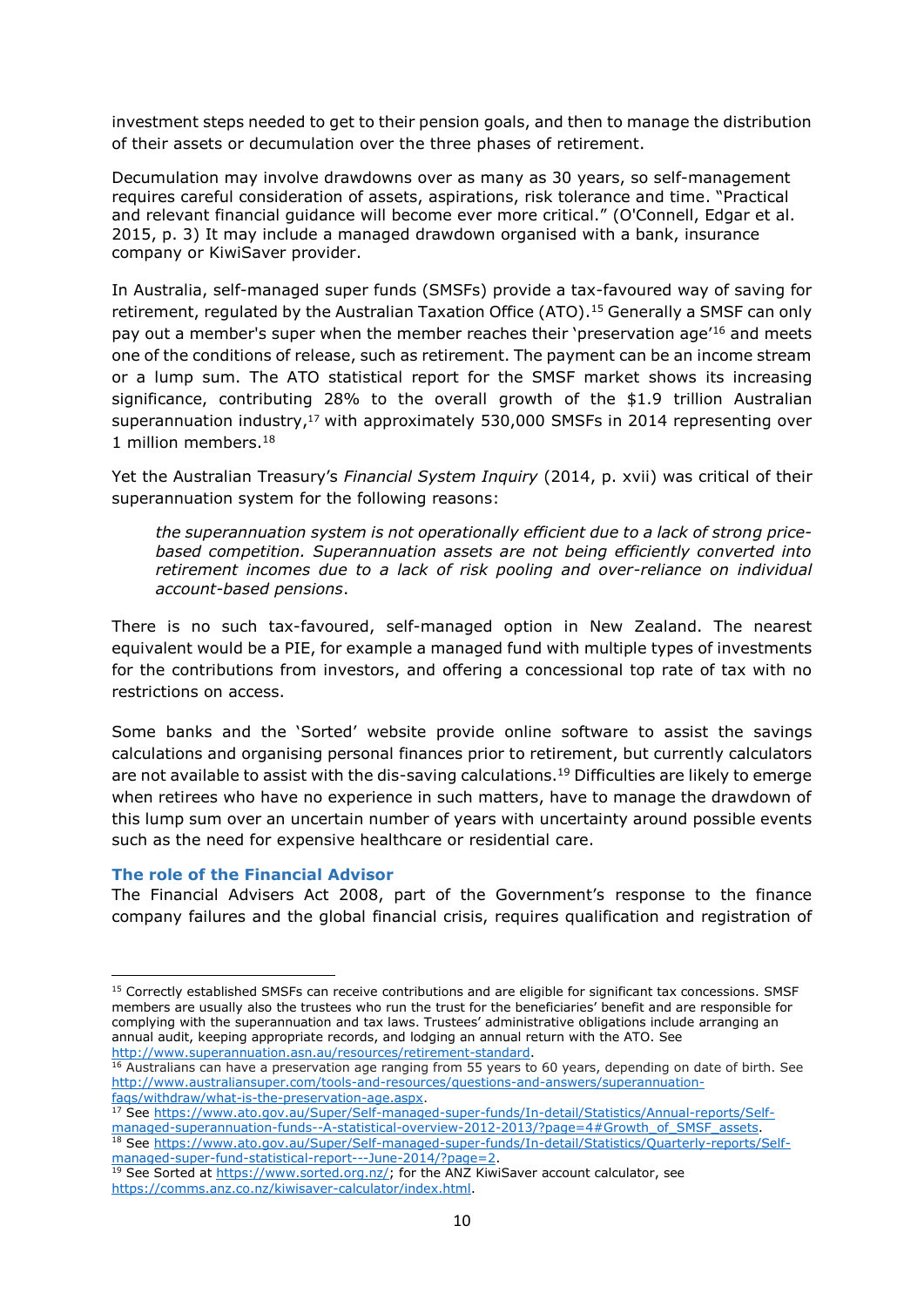investment steps needed to get to their pension goals, and then to manage the distribution of their assets or decumulation over the three phases of retirement.

Decumulation may involve drawdowns over as many as 30 years, so self-management requires careful consideration of assets, aspirations, risk tolerance and time. "Practical and relevant financial guidance will become ever more critical." (O'Connell, Edgar et al. 2015, p. 3) It may include a managed drawdown organised with a bank, insurance company or KiwiSaver provider.

In Australia, self-managed super funds (SMSFs) provide a tax-favoured way of saving for retirement, regulated by the Australian Taxation Office (ATO).[15] Generally a SMSF can only pay out a member's super when the member reaches their 'preservation age'[16] and meets one of the conditions of release, such as retirement. The payment can be an income stream or a lump sum. The ATO statistical report for the SMSF market shows its increasing significance, contributing 28% to the overall growth of the $1.9 trillion Australian superannuation industry,[17] with approximately 530,000 SMSFs in 2014 representing over 1 million members.[18]

Yet the Australian Treasury's *Financial System Inquiry* (2014, p. xvii) was critical of their superannuation system for the following reasons:

> *the superannuation system is not operationally efficient due to a lack of strong price-based competition. Superannuation assets are not being efficiently converted into retirement incomes due to a lack of risk pooling and over-reliance on individual account-based pensions*.

There is no such tax-favoured, self-managed option in New Zealand. The nearest equivalent would be a PIE, for example a managed fund with multiple types of investments for the contributions from investors, and offering a concessional top rate of tax with no restrictions on access.

Some banks and the 'Sorted' website provide online software to assist the savings calculations and organising personal finances prior to retirement, but currently calculators are not available to assist with the dis-saving calculations.[19] Difficulties are likely to emerge when retirees who have no experience in such matters, have to manage the drawdown of this lump sum over an uncertain number of years with uncertainty around possible events such as the need for expensive healthcare or residential care.

### The role of the Financial Advisor

The Financial Advisers Act 2008, part of the Government's response to the finance company failures and the global financial crisis, requires qualification and registration of

---

[15] Correctly established SMSFs can receive contributions and are eligible for significant tax concessions. SMSF members are usually also the trustees who run the trust for the beneficiaries' benefit and are responsible for complying with the superannuation and tax laws. Trustees' administrative obligations include arranging an annual audit, keeping appropriate records, and lodging an annual return with the ATO. See http://www.superannuation.asn.au/resources/retirement-standard.

[16] Australians can have a preservation age ranging from 55 years to 60 years, depending on date of birth. See http://www.australiansuper.com/tools-and-resources/questions-and-answers/superannuation-faqs/withdraw/what-is-the-preservation-age.aspx.

[17] See https://www.ato.gov.au/Super/Self-managed-super-funds/In-detail/Statistics/Annual-reports/Self-managed-superannuation-funds--A-statistical-overview-2012-2013/?page=4#Growth_of_SMSF_assets.

[18] See https://www.ato.gov.au/Super/Self-managed-super-funds/In-detail/Statistics/Quarterly-reports/Self-managed-super-fund-statistical-report---June-2014/?page=2.

[19] See Sorted at https://www.sorted.org.nz/; for the ANZ KiwiSaver account calculator, see https://comms.anz.co.nz/kiwisaver-calculator/index.html.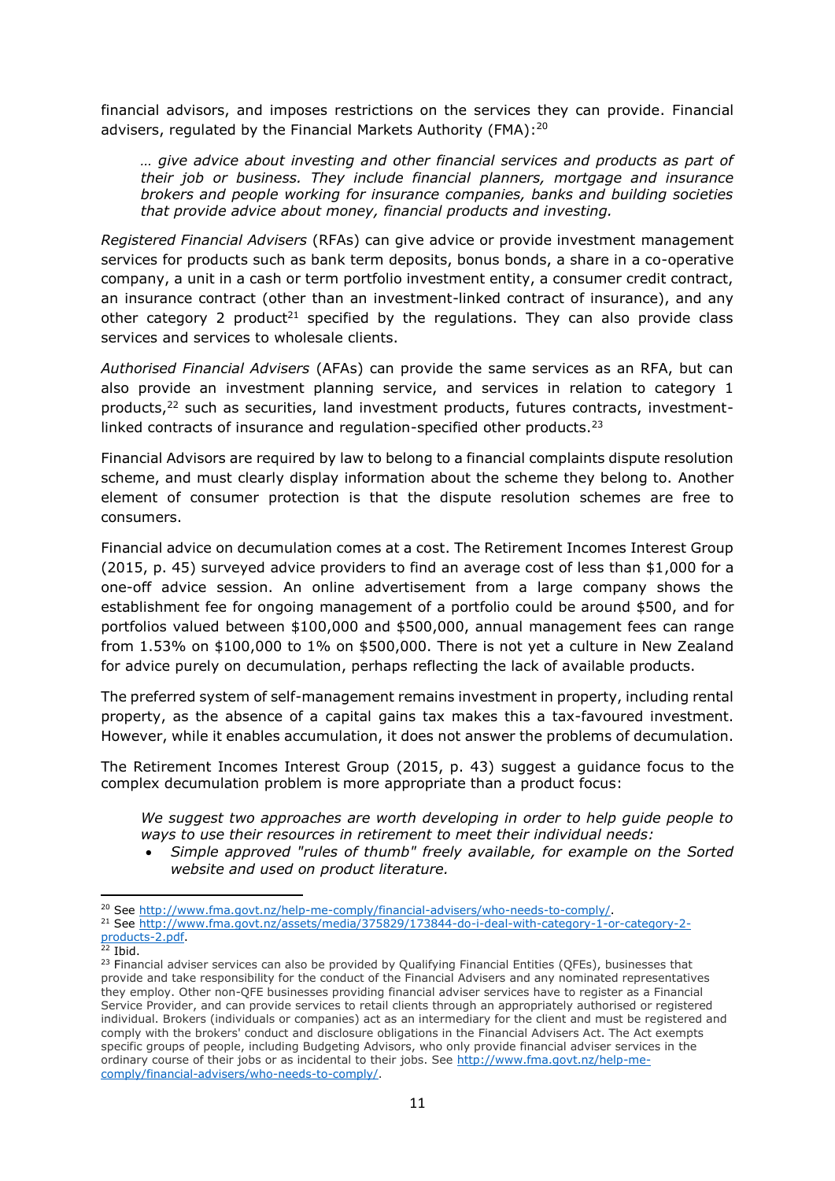financial advisors, and imposes restrictions on the services they can provide. Financial advisers, regulated by the Financial Markets Authority (FMA):[20]

> *… give advice about investing and other financial services and products as part of their job or business. They include financial planners, mortgage and insurance brokers and people working for insurance companies, banks and building societies that provide advice about money, financial products and investing.*

*Registered Financial Advisers* (RFAs) can give advice or provide investment management services for products such as bank term deposits, bonus bonds, a share in a co-operative company, a unit in a cash or term portfolio investment entity, a consumer credit contract, an insurance contract (other than an investment-linked contract of insurance), and any other category 2 product[21] specified by the regulations. They can also provide class services and services to wholesale clients.

*Authorised Financial Advisers* (AFAs) can provide the same services as an RFA, but can also provide an investment planning service, and services in relation to category 1 products,[22] such as securities, land investment products, futures contracts, investment-linked contracts of insurance and regulation-specified other products.[23]

Financial Advisors are required by law to belong to a financial complaints dispute resolution scheme, and must clearly display information about the scheme they belong to. Another element of consumer protection is that the dispute resolution schemes are free to consumers.

Financial advice on decumulation comes at a cost. The Retirement Incomes Interest Group (2015, p. 45) surveyed advice providers to find an average cost of less than $1,000 for a one-off advice session. An online advertisement from a large company shows the establishment fee for ongoing management of a portfolio could be around $500, and for portfolios valued between $100,000 and $500,000, annual management fees can range from 1.53% on $100,000 to 1% on $500,000. There is not yet a culture in New Zealand for advice purely on decumulation, perhaps reflecting the lack of available products.

The preferred system of self-management remains investment in property, including rental property, as the absence of a capital gains tax makes this a tax-favoured investment. However, while it enables accumulation, it does not answer the problems of decumulation.

The Retirement Incomes Interest Group (2015, p. 43) suggest a guidance focus to the complex decumulation problem is more appropriate than a product focus:

> *We suggest two approaches are worth developing in order to help guide people to ways to use their resources in retirement to meet their individual needs:*
>
> - *Simple approved "rules of thumb" freely available, for example on the Sorted website and used on product literature.*

---

[20] See http://www.fma.govt.nz/help-me-comply/financial-advisers/who-needs-to-comply/.

[21] See http://www.fma.govt.nz/assets/media/375829/173844-do-i-deal-with-category-1-or-category-2-products-2.pdf.

[22] Ibid.

[23] Financial adviser services can also be provided by Qualifying Financial Entities (QFEs), businesses that provide and take responsibility for the conduct of the Financial Advisers and any nominated representatives they employ. Other non-QFE businesses providing financial adviser services have to register as a Financial Service Provider, and can provide services to retail clients through an appropriately authorised or registered individual. Brokers (individuals or companies) act as an intermediary for the client and must be registered and comply with the brokers' conduct and disclosure obligations in the Financial Advisers Act. The Act exempts specific groups of people, including Budgeting Advisors, who only provide financial adviser services in the ordinary course of their jobs or as incidental to their jobs. See http://www.fma.govt.nz/help-me-comply/financial-advisers/who-needs-to-comply/.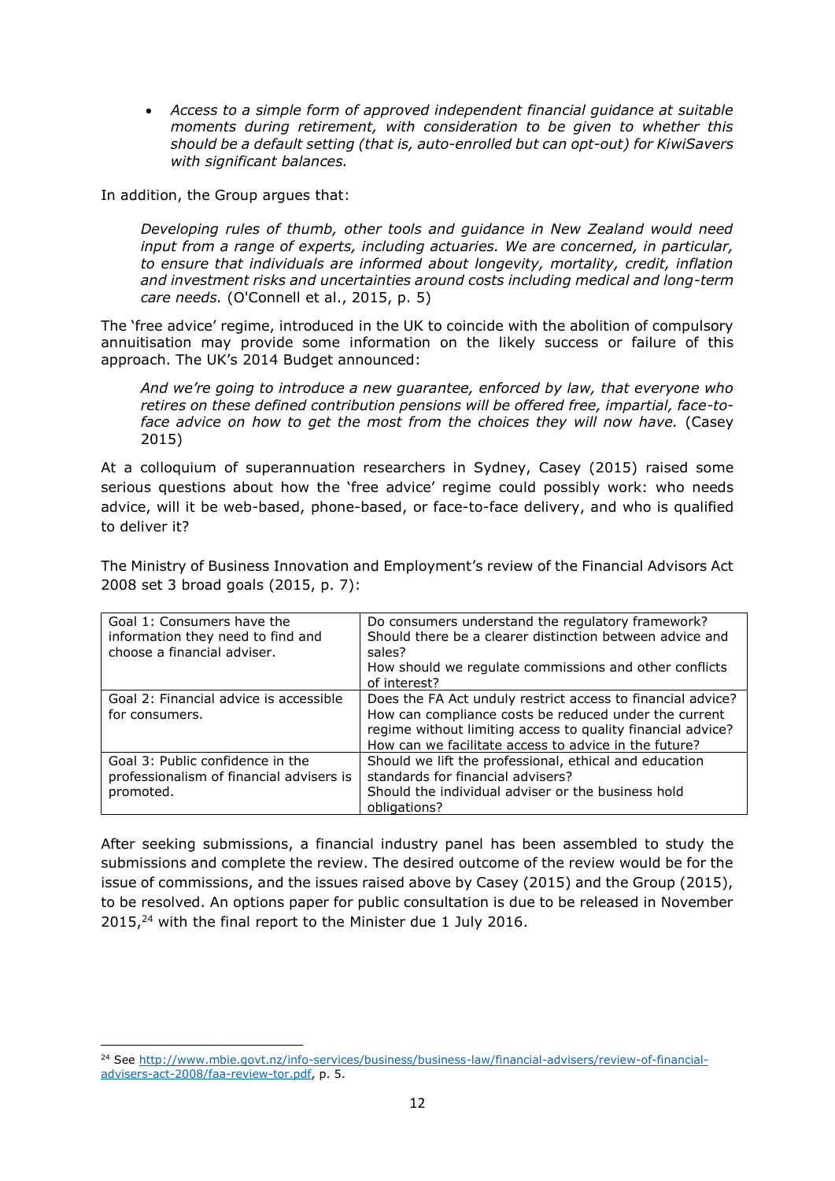- *Access to a simple form of approved independent financial guidance at suitable moments during retirement, with consideration to be given to whether this should be a default setting (that is, auto-enrolled but can opt-out) for KiwiSavers with significant balances.*

In addition, the Group argues that:

> *Developing rules of thumb, other tools and guidance in New Zealand would need input from a range of experts, including actuaries. We are concerned, in particular, to ensure that individuals are informed about longevity, mortality, credit, inflation and investment risks and uncertainties around costs including medical and long-term care needs.* (O'Connell et al., 2015, p. 5)

The 'free advice' regime, introduced in the UK to coincide with the abolition of compulsory annuitisation may provide some information on the likely success or failure of this approach. The UK's 2014 Budget announced:

> *And we're going to introduce a new guarantee, enforced by law, that everyone who retires on these defined contribution pensions will be offered free, impartial, face-to-face advice on how to get the most from the choices they will now have.* (Casey 2015)

At a colloquium of superannuation researchers in Sydney, Casey (2015) raised some serious questions about how the 'free advice' regime could possibly work: who needs advice, will it be web-based, phone-based, or face-to-face delivery, and who is qualified to deliver it?

The Ministry of Business Innovation and Employment's review of the Financial Advisors Act 2008 set 3 broad goals (2015, p. 7):

| Goal | Questions |
|---|---|
| Goal 1: Consumers have the information they need to find and choose a financial adviser. | Do consumers understand the regulatory framework?<br>Should there be a clearer distinction between advice and sales?<br>How should we regulate commissions and other conflicts of interest? |
| Goal 2: Financial advice is accessible for consumers. | Does the FA Act unduly restrict access to financial advice?<br>How can compliance costs be reduced under the current regime without limiting access to quality financial advice?<br>How can we facilitate access to advice in the future? |
| Goal 3: Public confidence in the professionalism of financial advisers is promoted. | Should we lift the professional, ethical and education standards for financial advisers?<br>Should the individual adviser or the business hold obligations? |

After seeking submissions, a financial industry panel has been assembled to study the submissions and complete the review. The desired outcome of the review would be for the issue of commissions, and the issues raised above by Casey (2015) and the Group (2015), to be resolved. An options paper for public consultation is due to be released in November 2015,[24] with the final report to the Minister due 1 July 2016.

[24] See http://www.mbie.govt.nz/info-services/business/business-law/financial-advisers/review-of-financial-advisers-act-2008/faa-review-tor.pdf, p. 5.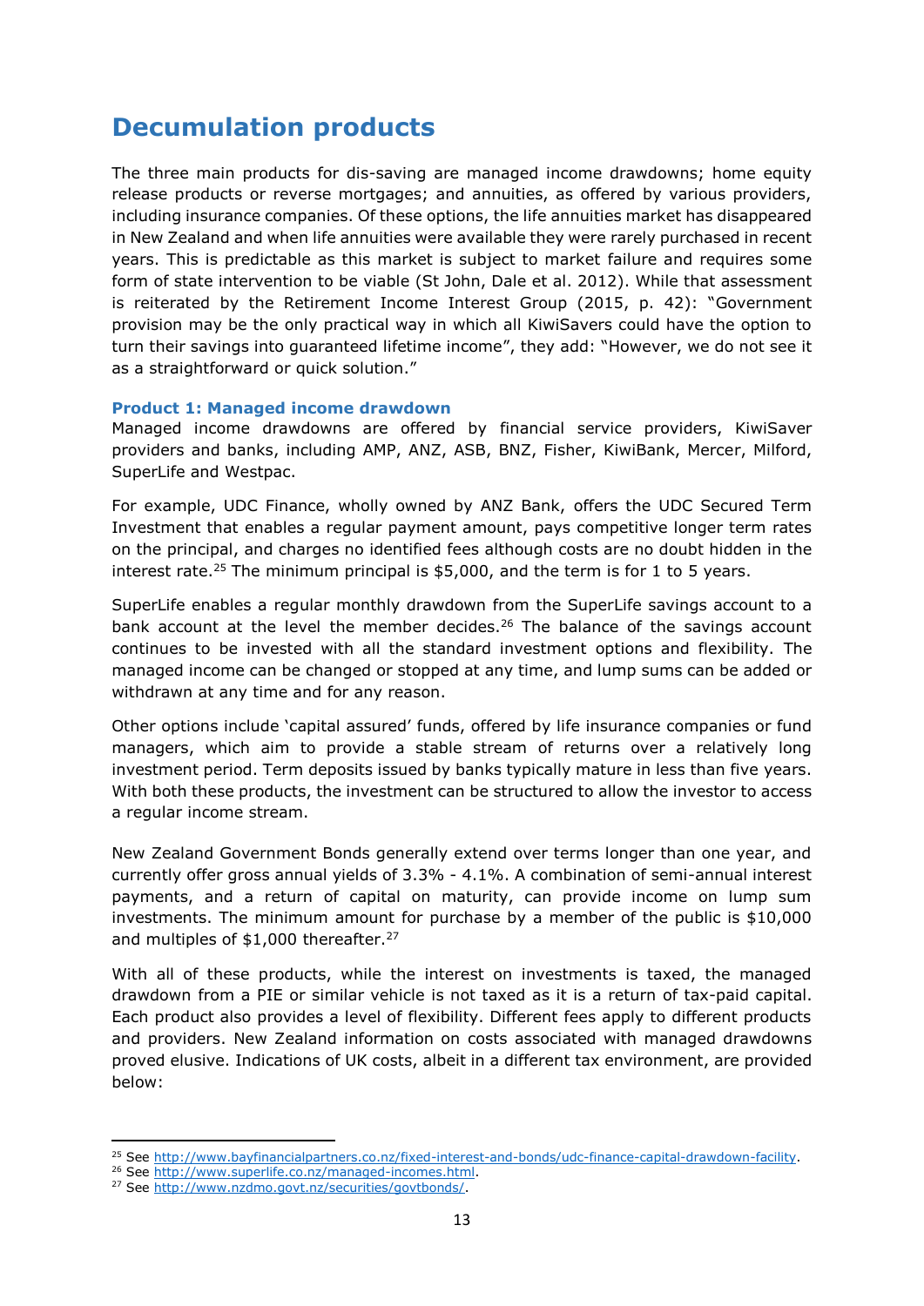## Decumulation products

The three main products for dis-saving are managed income drawdowns; home equity release products or reverse mortgages; and annuities, as offered by various providers, including insurance companies. Of these options, the life annuities market has disappeared in New Zealand and when life annuities were available they were rarely purchased in recent years. This is predictable as this market is subject to market failure and requires some form of state intervention to be viable (St John, Dale et al. 2012). While that assessment is reiterated by the Retirement Income Interest Group (2015, p. 42): "Government provision may be the only practical way in which all KiwiSavers could have the option to turn their savings into guaranteed lifetime income", they add: "However, we do not see it as a straightforward or quick solution."

### Product 1: Managed income drawdown

Managed income drawdowns are offered by financial service providers, KiwiSaver providers and banks, including AMP, ANZ, ASB, BNZ, Fisher, KiwiBank, Mercer, Milford, SuperLife and Westpac.

For example, UDC Finance, wholly owned by ANZ Bank, offers the UDC Secured Term Investment that enables a regular payment amount, pays competitive longer term rates on the principal, and charges no identified fees although costs are no doubt hidden in the interest rate.[25] The minimum principal is $5,000, and the term is for 1 to 5 years.

SuperLife enables a regular monthly drawdown from the SuperLife savings account to a bank account at the level the member decides.[26] The balance of the savings account continues to be invested with all the standard investment options and flexibility. The managed income can be changed or stopped at any time, and lump sums can be added or withdrawn at any time and for any reason.

Other options include 'capital assured' funds, offered by life insurance companies or fund managers, which aim to provide a stable stream of returns over a relatively long investment period. Term deposits issued by banks typically mature in less than five years. With both these products, the investment can be structured to allow the investor to access a regular income stream.

New Zealand Government Bonds generally extend over terms longer than one year, and currently offer gross annual yields of 3.3% - 4.1%. A combination of semi-annual interest payments, and a return of capital on maturity, can provide income on lump sum investments. The minimum amount for purchase by a member of the public is $10,000 and multiples of $1,000 thereafter.[27]

With all of these products, while the interest on investments is taxed, the managed drawdown from a PIE or similar vehicle is not taxed as it is a return of tax-paid capital. Each product also provides a level of flexibility. Different fees apply to different products and providers. New Zealand information on costs associated with managed drawdowns proved elusive. Indications of UK costs, albeit in a different tax environment, are provided below:

---

[25] See http://www.bayfinancialpartners.co.nz/fixed-interest-and-bonds/udc-finance-capital-drawdown-facility.

[26] See http://www.superlife.co.nz/managed-incomes.html.

[27] See http://www.nzdmo.govt.nz/securities/govtbonds/.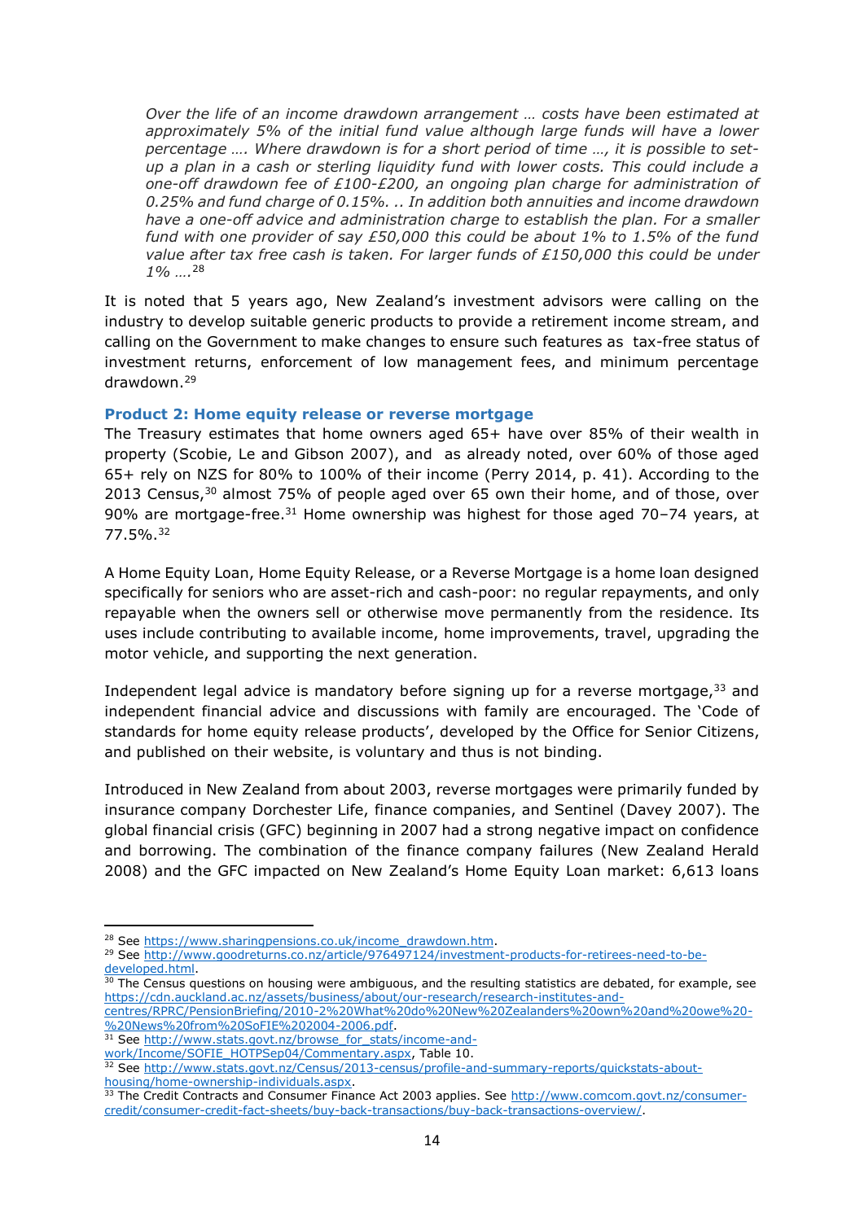> *Over the life of an income drawdown arrangement … costs have been estimated at approximately 5% of the initial fund value although large funds will have a lower percentage …. Where drawdown is for a short period of time …, it is possible to set-up a plan in a cash or sterling liquidity fund with lower costs. This could include a one-off drawdown fee of £100-£200, an ongoing plan charge for administration of 0.25% and fund charge of 0.15%. .. In addition both annuities and income drawdown have a one-off advice and administration charge to establish the plan. For a smaller fund with one provider of say £50,000 this could be about 1% to 1.5% of the fund value after tax free cash is taken. For larger funds of £150,000 this could be under 1% ….*[28]

It is noted that 5 years ago, New Zealand's investment advisors were calling on the industry to develop suitable generic products to provide a retirement income stream, and calling on the Government to make changes to ensure such features as tax-free status of investment returns, enforcement of low management fees, and minimum percentage drawdown.[29]

### Product 2: Home equity release or reverse mortgage

The Treasury estimates that home owners aged 65+ have over 85% of their wealth in property (Scobie, Le and Gibson 2007), and as already noted, over 60% of those aged 65+ rely on NZS for 80% to 100% of their income (Perry 2014, p. 41). According to the 2013 Census,[30] almost 75% of people aged over 65 own their home, and of those, over 90% are mortgage-free.[31] Home ownership was highest for those aged 70–74 years, at 77.5%.[32]

A Home Equity Loan, Home Equity Release, or a Reverse Mortgage is a home loan designed specifically for seniors who are asset-rich and cash-poor: no regular repayments, and only repayable when the owners sell or otherwise move permanently from the residence. Its uses include contributing to available income, home improvements, travel, upgrading the motor vehicle, and supporting the next generation.

Independent legal advice is mandatory before signing up for a reverse mortgage,[33] and independent financial advice and discussions with family are encouraged. The 'Code of standards for home equity release products', developed by the Office for Senior Citizens, and published on their website, is voluntary and thus is not binding.

Introduced in New Zealand from about 2003, reverse mortgages were primarily funded by insurance company Dorchester Life, finance companies, and Sentinel (Davey 2007). The global financial crisis (GFC) beginning in 2007 had a strong negative impact on confidence and borrowing. The combination of the finance company failures (New Zealand Herald 2008) and the GFC impacted on New Zealand's Home Equity Loan market: 6,613 loans

---

[28] See https://www.sharingpensions.co.uk/income_drawdown.htm.

[29] See http://www.goodreturns.co.nz/article/976497124/investment-products-for-retirees-need-to-be-developed.html.

[30] The Census questions on housing were ambiguous, and the resulting statistics are debated, for example, see https://cdn.auckland.ac.nz/assets/business/about/our-research/research-institutes-and-centres/RPRC/PensionBriefing/2010-2%20What%20do%20New%20Zealanders%20own%20and%20owe%20-%20News%20from%20SoFIE%202004-2006.pdf.

[31] See http://www.stats.govt.nz/browse_for_stats/income-and-work/Income/SOFIE_HOTPSep04/Commentary.aspx, Table 10.

[32] See http://www.stats.govt.nz/Census/2013-census/profile-and-summary-reports/quickstats-about-housing/home-ownership-individuals.aspx.

[33] The Credit Contracts and Consumer Finance Act 2003 applies. See http://www.comcom.govt.nz/consumer-credit/consumer-credit-fact-sheets/buy-back-transactions/buy-back-transactions-overview/.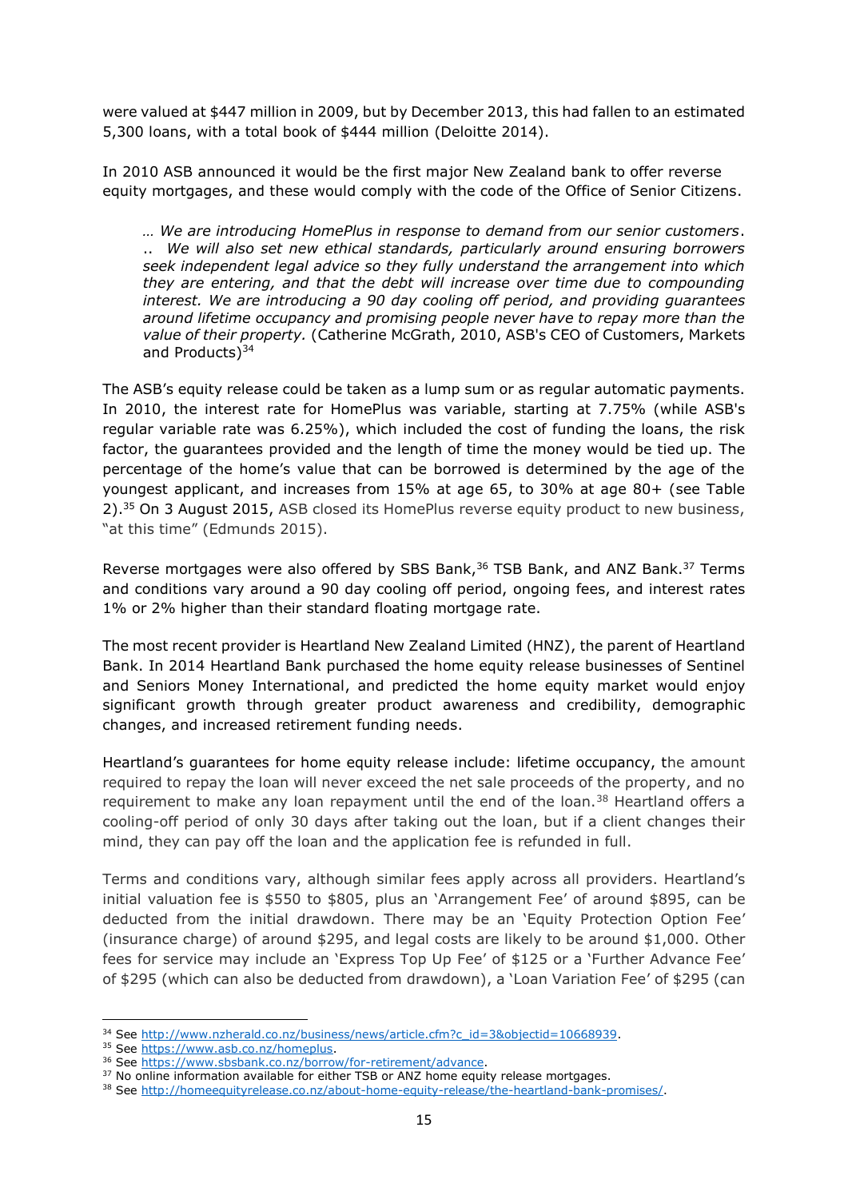were valued at $447 million in 2009, but by December 2013, this had fallen to an estimated 5,300 loans, with a total book of $444 million (Deloitte 2014).

In 2010 ASB announced it would be the first major New Zealand bank to offer reverse equity mortgages, and these would comply with the code of the Office of Senior Citizens.

> *… We are introducing HomePlus in response to demand from our senior customers. .. We will also set new ethical standards, particularly around ensuring borrowers seek independent legal advice so they fully understand the arrangement into which they are entering, and that the debt will increase over time due to compounding interest. We are introducing a 90 day cooling off period, and providing guarantees around lifetime occupancy and promising people never have to repay more than the value of their property.* (Catherine McGrath, 2010, ASB's CEO of Customers, Markets and Products)[34]

The ASB's equity release could be taken as a lump sum or as regular automatic payments. In 2010, the interest rate for HomePlus was variable, starting at 7.75% (while ASB's regular variable rate was 6.25%), which included the cost of funding the loans, the risk factor, the guarantees provided and the length of time the money would be tied up. The percentage of the home's value that can be borrowed is determined by the age of the youngest applicant, and increases from 15% at age 65, to 30% at age 80+ (see Table 2).[35] On 3 August 2015, ASB closed its HomePlus reverse equity product to new business, "at this time" (Edmunds 2015).

Reverse mortgages were also offered by SBS Bank,[36] TSB Bank, and ANZ Bank.[37] Terms and conditions vary around a 90 day cooling off period, ongoing fees, and interest rates 1% or 2% higher than their standard floating mortgage rate.

The most recent provider is Heartland New Zealand Limited (HNZ), the parent of Heartland Bank. In 2014 Heartland Bank purchased the home equity release businesses of Sentinel and Seniors Money International, and predicted the home equity market would enjoy significant growth through greater product awareness and credibility, demographic changes, and increased retirement funding needs.

Heartland's guarantees for home equity release include: lifetime occupancy, the amount required to repay the loan will never exceed the net sale proceeds of the property, and no requirement to make any loan repayment until the end of the loan.[38] Heartland offers a cooling-off period of only 30 days after taking out the loan, but if a client changes their mind, they can pay off the loan and the application fee is refunded in full.

Terms and conditions vary, although similar fees apply across all providers. Heartland's initial valuation fee is $550 to $805, plus an 'Arrangement Fee' of around $895, can be deducted from the initial drawdown. There may be an 'Equity Protection Option Fee' (insurance charge) of around $295, and legal costs are likely to be around $1,000. Other fees for service may include an 'Express Top Up Fee' of $125 or a 'Further Advance Fee' of $295 (which can also be deducted from drawdown), a 'Loan Variation Fee' of $295 (can

---

[34] See http://www.nzherald.co.nz/business/news/article.cfm?c_id=3&objectid=10668939.

[35] See https://www.asb.co.nz/homeplus.

[36] See https://www.sbsbank.co.nz/borrow/for-retirement/advance.

[37] No online information available for either TSB or ANZ home equity release mortgages.

[38] See http://homeequityrelease.co.nz/about-home-equity-release/the-heartland-bank-promises/.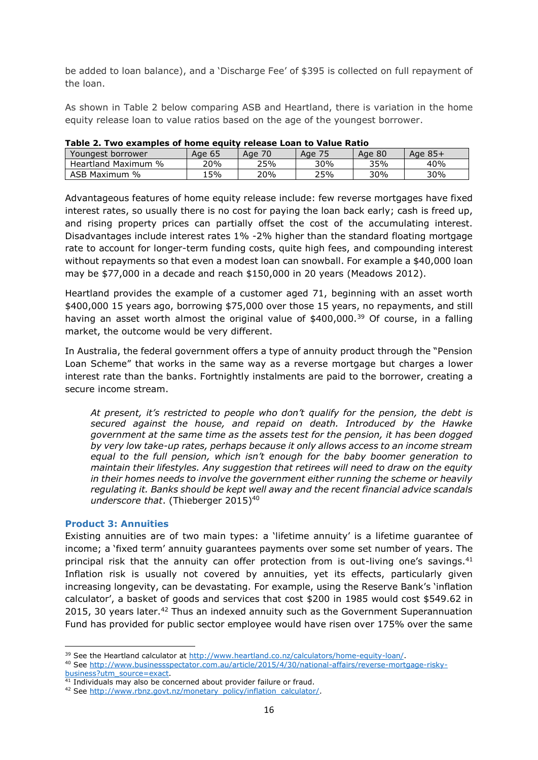be added to loan balance), and a 'Discharge Fee' of $395 is collected on full repayment of the loan.

As shown in Table 2 below comparing ASB and Heartland, there is variation in the home equity release loan to value ratios based on the age of the youngest borrower.

**Table 2. Two examples of home equity release Loan to Value Ratio**

| Youngest borrower | Age 65 | Age 70 | Age 75 | Age 80 | Age 85+ |
|---|---|---|---|---|---|
| Heartland Maximum % | 20% | 25% | 30% | 35% | 40% |
| ASB Maximum % | 15% | 20% | 25% | 30% | 30% |

Advantageous features of home equity release include: few reverse mortgages have fixed interest rates, so usually there is no cost for paying the loan back early; cash is freed up, and rising property prices can partially offset the cost of the accumulating interest. Disadvantages include interest rates 1% -2% higher than the standard floating mortgage rate to account for longer-term funding costs, quite high fees, and compounding interest without repayments so that even a modest loan can snowball. For example a $40,000 loan may be $77,000 in a decade and reach $150,000 in 20 years (Meadows 2012).

Heartland provides the example of a customer aged 71, beginning with an asset worth $400,000 15 years ago, borrowing $75,000 over those 15 years, no repayments, and still having an asset worth almost the original value of $400,000.[39] Of course, in a falling market, the outcome would be very different.

In Australia, the federal government offers a type of annuity product through the "Pension Loan Scheme" that works in the same way as a reverse mortgage but charges a lower interest rate than the banks. Fortnightly instalments are paid to the borrower, creating a secure income stream.

> *At present, it's restricted to people who don't qualify for the pension, the debt is secured against the house, and repaid on death. Introduced by the Hawke government at the same time as the assets test for the pension, it has been dogged by very low take-up rates, perhaps because it only allows access to an income stream equal to the full pension, which isn't enough for the baby boomer generation to maintain their lifestyles. Any suggestion that retirees will need to draw on the equity in their homes needs to involve the government either running the scheme or heavily regulating it. Banks should be kept well away and the recent financial advice scandals underscore that*. (Thieberger 2015)[40]

### Product 3: Annuities

Existing annuities are of two main types: a 'lifetime annuity' is a lifetime guarantee of income; a 'fixed term' annuity guarantees payments over some set number of years. The principal risk that the annuity can offer protection from is out-living one's savings.[41] Inflation risk is usually not covered by annuities, yet its effects, particularly given increasing longevity, can be devastating. For example, using the Reserve Bank's 'inflation calculator', a basket of goods and services that cost $200 in 1985 would cost $549.62 in 2015, 30 years later.[42] Thus an indexed annuity such as the Government Superannuation Fund has provided for public sector employee would have risen over 175% over the same

---

[39] See the Heartland calculator at http://www.heartland.co.nz/calculators/home-equity-loan/.

[40] See http://www.businessspectator.com.au/article/2015/4/30/national-affairs/reverse-mortgage-risky-business?utm_source=exact.

[41] Individuals may also be concerned about provider failure or fraud.

[42] See http://www.rbnz.govt.nz/monetary_policy/inflation_calculator/.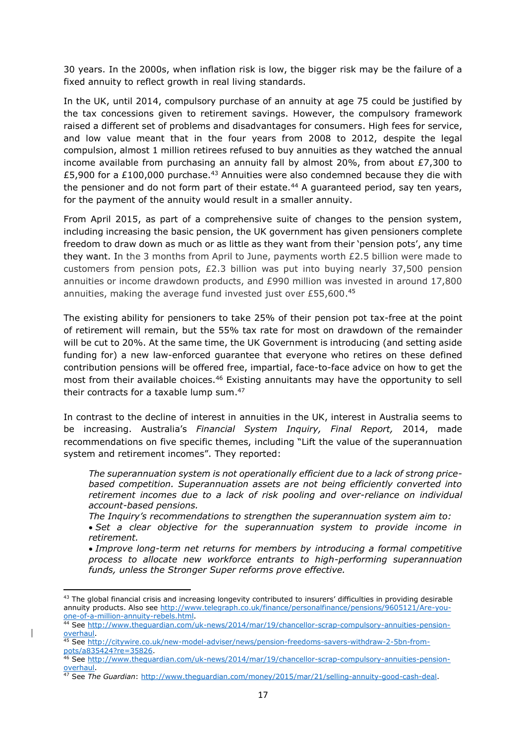30 years. In the 2000s, when inflation risk is low, the bigger risk may be the failure of a fixed annuity to reflect growth in real living standards.

In the UK, until 2014, compulsory purchase of an annuity at age 75 could be justified by the tax concessions given to retirement savings. However, the compulsory framework raised a different set of problems and disadvantages for consumers. High fees for service, and low value meant that in the four years from 2008 to 2012, despite the legal compulsion, almost 1 million retirees refused to buy annuities as they watched the annual income available from purchasing an annuity fall by almost 20%, from about £7,300 to £5,900 for a £100,000 purchase.[43] Annuities were also condemned because they die with the pensioner and do not form part of their estate.[44] A guaranteed period, say ten years, for the payment of the annuity would result in a smaller annuity.

From April 2015, as part of a comprehensive suite of changes to the pension system, including increasing the basic pension, the UK government has given pensioners complete freedom to draw down as much or as little as they want from their 'pension pots', any time they want. In the 3 months from April to June, payments worth £2.5 billion were made to customers from pension pots, £2.3 billion was put into buying nearly 37,500 pension annuities or income drawdown products, and £990 million was invested in around 17,800 annuities, making the average fund invested just over £55,600.[45]

The existing ability for pensioners to take 25% of their pension pot tax-free at the point of retirement will remain, but the 55% tax rate for most on drawdown of the remainder will be cut to 20%. At the same time, the UK Government is introducing (and setting aside funding for) a new law-enforced guarantee that everyone who retires on these defined contribution pensions will be offered free, impartial, face-to-face advice on how to get the most from their available choices.[46] Existing annuitants may have the opportunity to sell their contracts for a taxable lump sum.[47]

In contrast to the decline of interest in annuities in the UK, interest in Australia seems to be increasing. Australia's *Financial System Inquiry, Final Report,* 2014, made recommendations on five specific themes, including "Lift the value of the superannuation system and retirement incomes". They reported:

> *The superannuation system is not operationally efficient due to a lack of strong price-based competition. Superannuation assets are not being efficiently converted into retirement incomes due to a lack of risk pooling and over-reliance on individual account-based pensions.*
>
> *The Inquiry's recommendations to strengthen the superannuation system aim to:*
>
> - *Set a clear objective for the superannuation system to provide income in retirement.*
> - *Improve long-term net returns for members by introducing a formal competitive process to allocate new workforce entrants to high-performing superannuation funds, unless the Stronger Super reforms prove effective.*

---

[43] The global financial crisis and increasing longevity contributed to insurers' difficulties in providing desirable annuity products. Also see http://www.telegraph.co.uk/finance/personalfinance/pensions/9605121/Are-you-one-of-a-million-annuity-rebels.html.

[44] See http://www.theguardian.com/uk-news/2014/mar/19/chancellor-scrap-compulsory-annuities-pension-overhaul.

[45] See http://citywire.co.uk/new-model-adviser/news/pension-freedoms-savers-withdraw-2-5bn-from-pots/a835424?re=35826.

[46] See http://www.theguardian.com/uk-news/2014/mar/19/chancellor-scrap-compulsory-annuities-pension-overhaul.

[47] See *The Guardian*: http://www.theguardian.com/money/2015/mar/21/selling-annuity-good-cash-deal.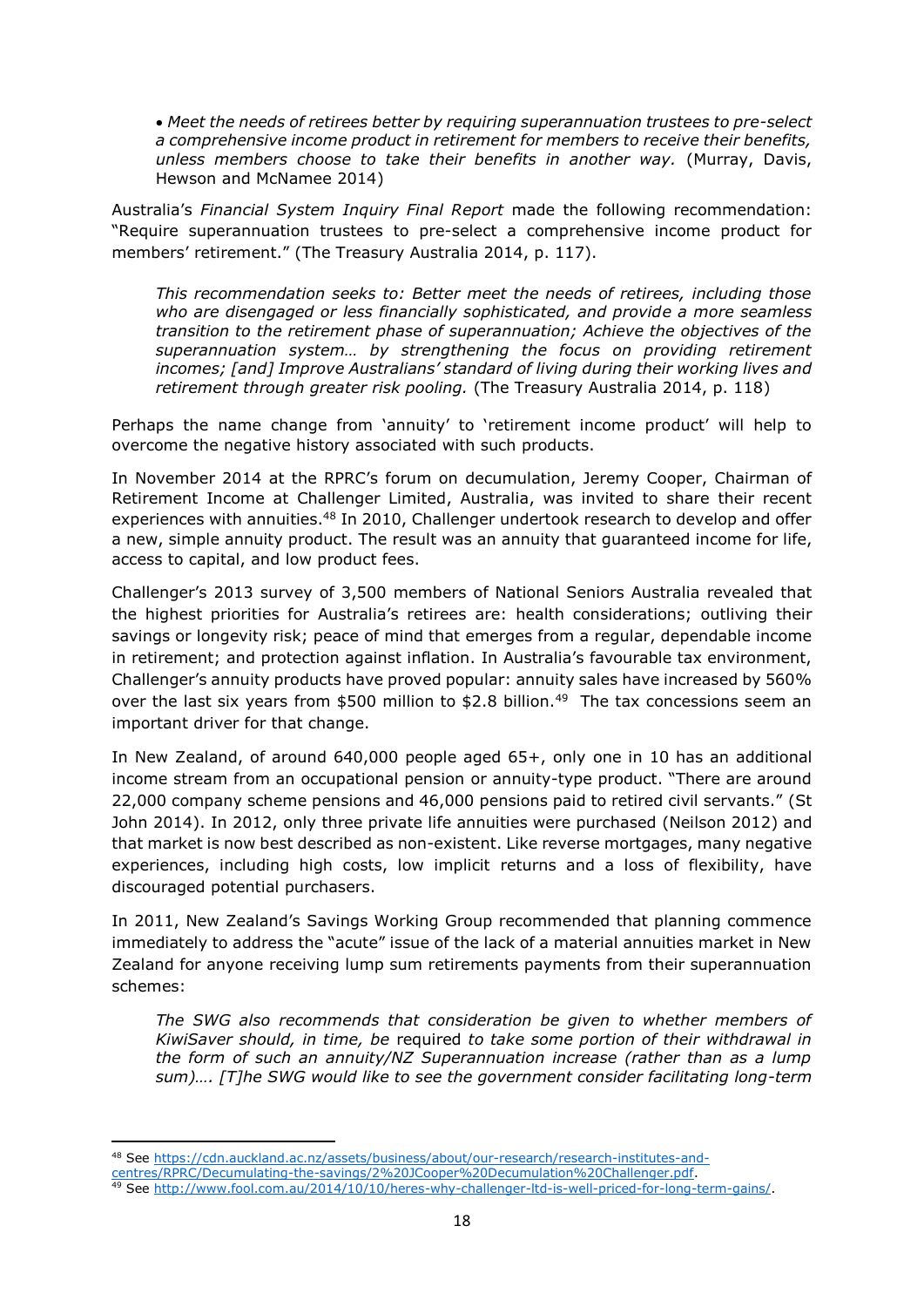- *Meet the needs of retirees better by requiring superannuation trustees to pre-select a comprehensive income product in retirement for members to receive their benefits, unless members choose to take their benefits in another way.* (Murray, Davis, Hewson and McNamee 2014)

Australia's *Financial System Inquiry Final Report* made the following recommendation: "Require superannuation trustees to pre-select a comprehensive income product for members' retirement." (The Treasury Australia 2014, p. 117).

> *This recommendation seeks to: Better meet the needs of retirees, including those who are disengaged or less financially sophisticated, and provide a more seamless transition to the retirement phase of superannuation; Achieve the objectives of the superannuation system… by strengthening the focus on providing retirement incomes; [and] Improve Australians' standard of living during their working lives and retirement through greater risk pooling.* (The Treasury Australia 2014, p. 118)

Perhaps the name change from 'annuity' to 'retirement income product' will help to overcome the negative history associated with such products.

In November 2014 at the RPRC's forum on decumulation, Jeremy Cooper, Chairman of Retirement Income at Challenger Limited, Australia, was invited to share their recent experiences with annuities.[48] In 2010, Challenger undertook research to develop and offer a new, simple annuity product. The result was an annuity that guaranteed income for life, access to capital, and low product fees.

Challenger's 2013 survey of 3,500 members of National Seniors Australia revealed that the highest priorities for Australia's retirees are: health considerations; outliving their savings or longevity risk; peace of mind that emerges from a regular, dependable income in retirement; and protection against inflation. In Australia's favourable tax environment, Challenger's annuity products have proved popular: annuity sales have increased by 560% over the last six years from $500 million to $2.8 billion.[49] The tax concessions seem an important driver for that change.

In New Zealand, of around 640,000 people aged 65+, only one in 10 has an additional income stream from an occupational pension or annuity-type product. "There are around 22,000 company scheme pensions and 46,000 pensions paid to retired civil servants." (St John 2014). In 2012, only three private life annuities were purchased (Neilson 2012) and that market is now best described as non-existent. Like reverse mortgages, many negative experiences, including high costs, low implicit returns and a loss of flexibility, have discouraged potential purchasers.

In 2011, New Zealand's Savings Working Group recommended that planning commence immediately to address the "acute" issue of the lack of a material annuities market in New Zealand for anyone receiving lump sum retirements payments from their superannuation schemes:

> *The SWG also recommends that consideration be given to whether members of KiwiSaver should, in time, be* required *to take some portion of their withdrawal in the form of such an annuity/NZ Superannuation increase (rather than as a lump sum)…. [T]he SWG would like to see the government consider facilitating long-term*

---

[48] See https://cdn.auckland.ac.nz/assets/business/about/our-research/research-institutes-and-centres/RPRC/Decumulating-the-savings/2%20JCooper%20Decumulation%20Challenger.pdf.

[49] See http://www.fool.com.au/2014/10/10/heres-why-challenger-ltd-is-well-priced-for-long-term-gains/.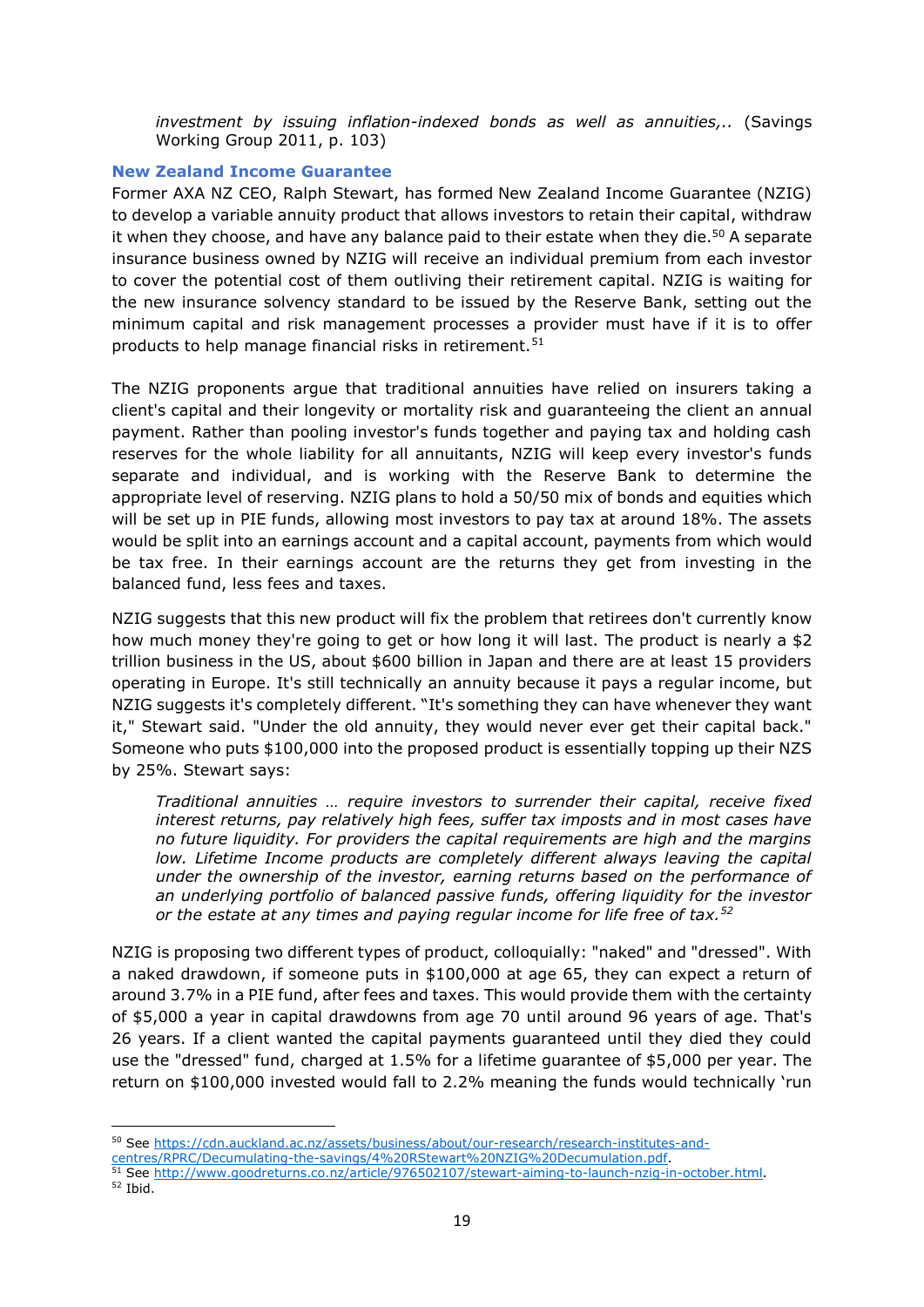> *investment by issuing inflation-indexed bonds as well as annuities,..* (Savings Working Group 2011, p. 103)

### New Zealand Income Guarantee

Former AXA NZ CEO, Ralph Stewart, has formed New Zealand Income Guarantee (NZIG) to develop a variable annuity product that allows investors to retain their capital, withdraw it when they choose, and have any balance paid to their estate when they die.[50] A separate insurance business owned by NZIG will receive an individual premium from each investor to cover the potential cost of them outliving their retirement capital. NZIG is waiting for the new insurance solvency standard to be issued by the Reserve Bank, setting out the minimum capital and risk management processes a provider must have if it is to offer products to help manage financial risks in retirement.[51]

The NZIG proponents argue that traditional annuities have relied on insurers taking a client's capital and their longevity or mortality risk and guaranteeing the client an annual payment. Rather than pooling investor's funds together and paying tax and holding cash reserves for the whole liability for all annuitants, NZIG will keep every investor's funds separate and individual, and is working with the Reserve Bank to determine the appropriate level of reserving. NZIG plans to hold a 50/50 mix of bonds and equities which will be set up in PIE funds, allowing most investors to pay tax at around 18%. The assets would be split into an earnings account and a capital account, payments from which would be tax free. In their earnings account are the returns they get from investing in the balanced fund, less fees and taxes.

NZIG suggests that this new product will fix the problem that retirees don't currently know how much money they're going to get or how long it will last. The product is nearly a $2 trillion business in the US, about $600 billion in Japan and there are at least 15 providers operating in Europe. It's still technically an annuity because it pays a regular income, but NZIG suggests it's completely different. "It's something they can have whenever they want it," Stewart said. "Under the old annuity, they would never ever get their capital back." Someone who puts $100,000 into the proposed product is essentially topping up their NZS by 25%. Stewart says:

> *Traditional annuities … require investors to surrender their capital, receive fixed interest returns, pay relatively high fees, suffer tax imposts and in most cases have no future liquidity. For providers the capital requirements are high and the margins low. Lifetime Income products are completely different always leaving the capital under the ownership of the investor, earning returns based on the performance of an underlying portfolio of balanced passive funds, offering liquidity for the investor or the estate at any times and paying regular income for life free of tax.*[52]

NZIG is proposing two different types of product, colloquially: "naked" and "dressed". With a naked drawdown, if someone puts in $100,000 at age 65, they can expect a return of around 3.7% in a PIE fund, after fees and taxes. This would provide them with the certainty of $5,000 a year in capital drawdowns from age 70 until around 96 years of age. That's 26 years. If a client wanted the capital payments guaranteed until they died they could use the "dressed" fund, charged at 1.5% for a lifetime guarantee of $5,000 per year. The return on $100,000 invested would fall to 2.2% meaning the funds would technically 'run

---

[50] See https://cdn.auckland.ac.nz/assets/business/about/our-research/research-institutes-and-centres/RPRC/Decumulating-the-savings/4%20RStewart%20NZIG%20Decumulation.pdf.

[51] See http://www.goodreturns.co.nz/article/976502107/stewart-aiming-to-launch-nzig-in-october.html.

[52] Ibid.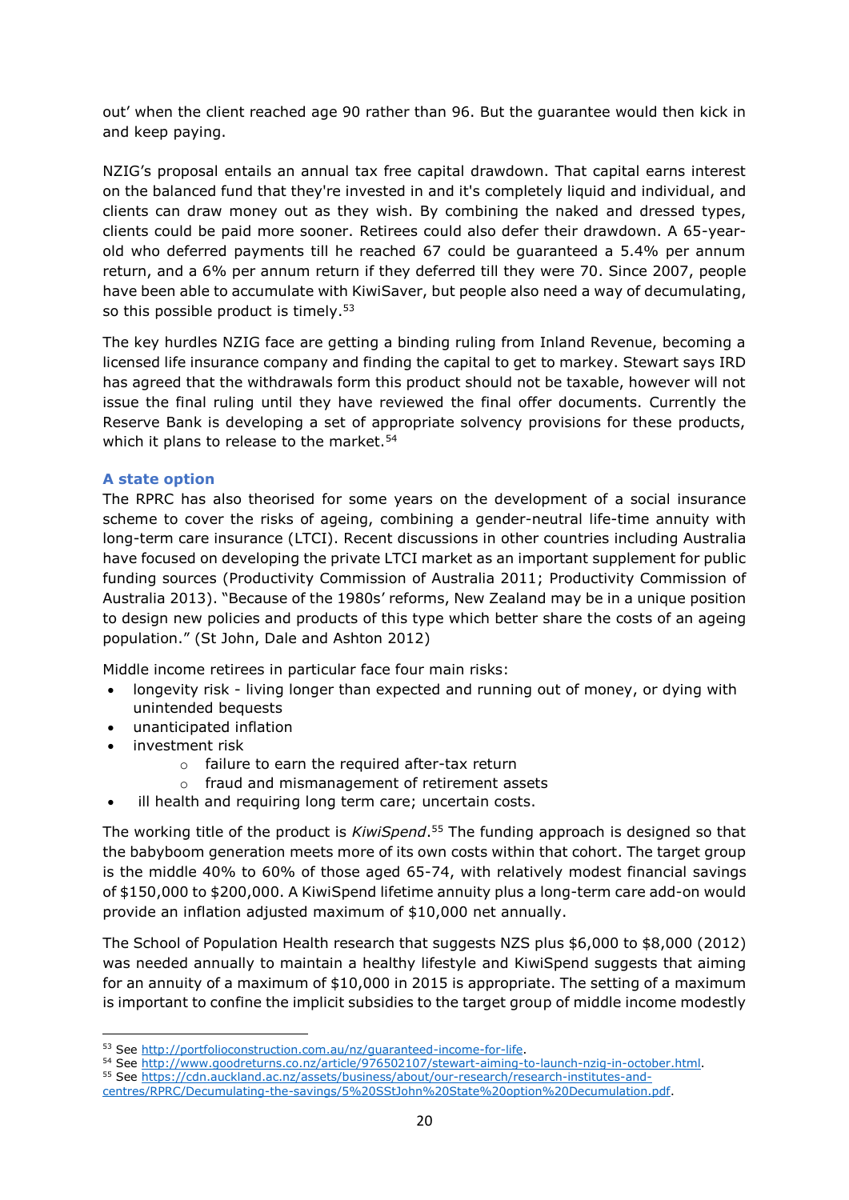out' when the client reached age 90 rather than 96. But the guarantee would then kick in and keep paying.

NZIG's proposal entails an annual tax free capital drawdown. That capital earns interest on the balanced fund that they're invested in and it's completely liquid and individual, and clients can draw money out as they wish. By combining the naked and dressed types, clients could be paid more sooner. Retirees could also defer their drawdown. A 65-year-old who deferred payments till he reached 67 could be guaranteed a 5.4% per annum return, and a 6% per annum return if they deferred till they were 70. Since 2007, people have been able to accumulate with KiwiSaver, but people also need a way of decumulating, so this possible product is timely.[53]

The key hurdles NZIG face are getting a binding ruling from Inland Revenue, becoming a licensed life insurance company and finding the capital to get to markey. Stewart says IRD has agreed that the withdrawals form this product should not be taxable, however will not issue the final ruling until they have reviewed the final offer documents. Currently the Reserve Bank is developing a set of appropriate solvency provisions for these products, which it plans to release to the market.[54]

### A state option

The RPRC has also theorised for some years on the development of a social insurance scheme to cover the risks of ageing, combining a gender-neutral life-time annuity with long-term care insurance (LTCI). Recent discussions in other countries including Australia have focused on developing the private LTCI market as an important supplement for public funding sources (Productivity Commission of Australia 2011; Productivity Commission of Australia 2013). "Because of the 1980s' reforms, New Zealand may be in a unique position to design new policies and products of this type which better share the costs of an ageing population." (St John, Dale and Ashton 2012)

Middle income retirees in particular face four main risks:

- longevity risk - living longer than expected and running out of money, or dying with unintended bequests
- unanticipated inflation
- investment risk
    - failure to earn the required after-tax return
    - fraud and mismanagement of retirement assets
- ill health and requiring long term care; uncertain costs.

The working title of the product is *KiwiSpend*.[55] The funding approach is designed so that the babyboom generation meets more of its own costs within that cohort. The target group is the middle 40% to 60% of those aged 65-74, with relatively modest financial savings of $150,000 to $200,000. A KiwiSpend lifetime annuity plus a long-term care add-on would provide an inflation adjusted maximum of $10,000 net annually.

The School of Population Health research that suggests NZS plus $6,000 to $8,000 (2012) was needed annually to maintain a healthy lifestyle and KiwiSpend suggests that aiming for an annuity of a maximum of $10,000 in 2015 is appropriate. The setting of a maximum is important to confine the implicit subsidies to the target group of middle income modestly

---

[53] See http://portfolioconstruction.com.au/nz/guaranteed-income-for-life.

[54] See http://www.goodreturns.co.nz/article/976502107/stewart-aiming-to-launch-nzig-in-october.html.

[55] See https://cdn.auckland.ac.nz/assets/business/about/our-research/research-institutes-and-centres/RPRC/Decumulating-the-savings/5%20SStJohn%20State%20option%20Decumulation.pdf.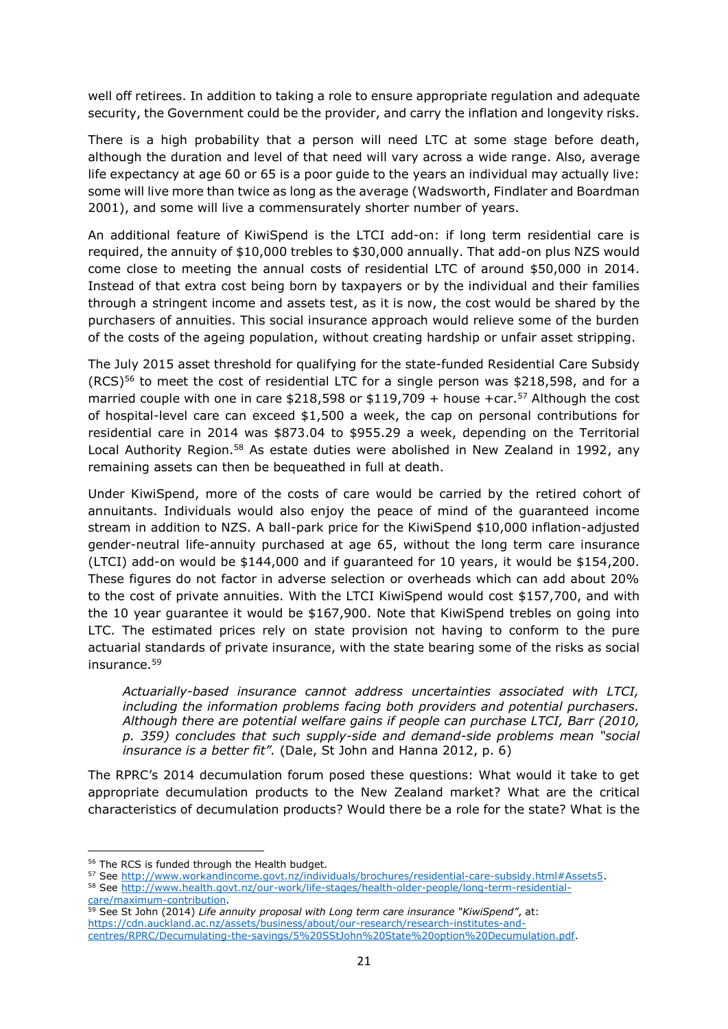well off retirees. In addition to taking a role to ensure appropriate regulation and adequate security, the Government could be the provider, and carry the inflation and longevity risks.

There is a high probability that a person will need LTC at some stage before death, although the duration and level of that need will vary across a wide range. Also, average life expectancy at age 60 or 65 is a poor guide to the years an individual may actually live: some will live more than twice as long as the average (Wadsworth, Findlater and Boardman 2001), and some will live a commensurately shorter number of years.

An additional feature of KiwiSpend is the LTCI add-on: if long term residential care is required, the annuity of $10,000 trebles to $30,000 annually. That add-on plus NZS would come close to meeting the annual costs of residential LTC of around $50,000 in 2014. Instead of that extra cost being born by taxpayers or by the individual and their families through a stringent income and assets test, as it is now, the cost would be shared by the purchasers of annuities. This social insurance approach would relieve some of the burden of the costs of the ageing population, without creating hardship or unfair asset stripping.

The July 2015 asset threshold for qualifying for the state-funded Residential Care Subsidy (RCS)[56] to meet the cost of residential LTC for a single person was $218,598, and for a married couple with one in care $218,598 or $119,709 + house +car.[57] Although the cost of hospital-level care can exceed $1,500 a week, the cap on personal contributions for residential care in 2014 was $873.04 to $955.29 a week, depending on the Territorial Local Authority Region.[58] As estate duties were abolished in New Zealand in 1992, any remaining assets can then be bequeathed in full at death.

Under KiwiSpend, more of the costs of care would be carried by the retired cohort of annuitants. Individuals would also enjoy the peace of mind of the guaranteed income stream in addition to NZS. A ball-park price for the KiwiSpend $10,000 inflation-adjusted gender-neutral life-annuity purchased at age 65, without the long term care insurance (LTCI) add-on would be $144,000 and if guaranteed for 10 years, it would be $154,200. These figures do not factor in adverse selection or overheads which can add about 20% to the cost of private annuities. With the LTCI KiwiSpend would cost $157,700, and with the 10 year guarantee it would be $167,900. Note that KiwiSpend trebles on going into LTC. The estimated prices rely on state provision not having to conform to the pure actuarial standards of private insurance, with the state bearing some of the risks as social insurance.[59]

> *Actuarially-based insurance cannot address uncertainties associated with LTCI, including the information problems facing both providers and potential purchasers. Although there are potential welfare gains if people can purchase LTCI, Barr (2010, p. 359) concludes that such supply-side and demand-side problems mean "social insurance is a better fit".* (Dale, St John and Hanna 2012, p. 6)

The RPRC's 2014 decumulation forum posed these questions: What would it take to get appropriate decumulation products to the New Zealand market? What are the critical characteristics of decumulation products? Would there be a role for the state? What is the

---

[56] The RCS is funded through the Health budget.

[57] See http://www.workandincome.govt.nz/individuals/brochures/residential-care-subsidy.html#Assets5.

[58] See http://www.health.govt.nz/our-work/life-stages/health-older-people/long-term-residential-care/maximum-contribution.

[59] See St John (2014) *Life annuity proposal with Long term care insurance "KiwiSpend"*, at: https://cdn.auckland.ac.nz/assets/business/about/our-research/research-institutes-and-centres/RPRC/Decumulating-the-savings/5%20SStJohn%20State%20option%20Decumulation.pdf.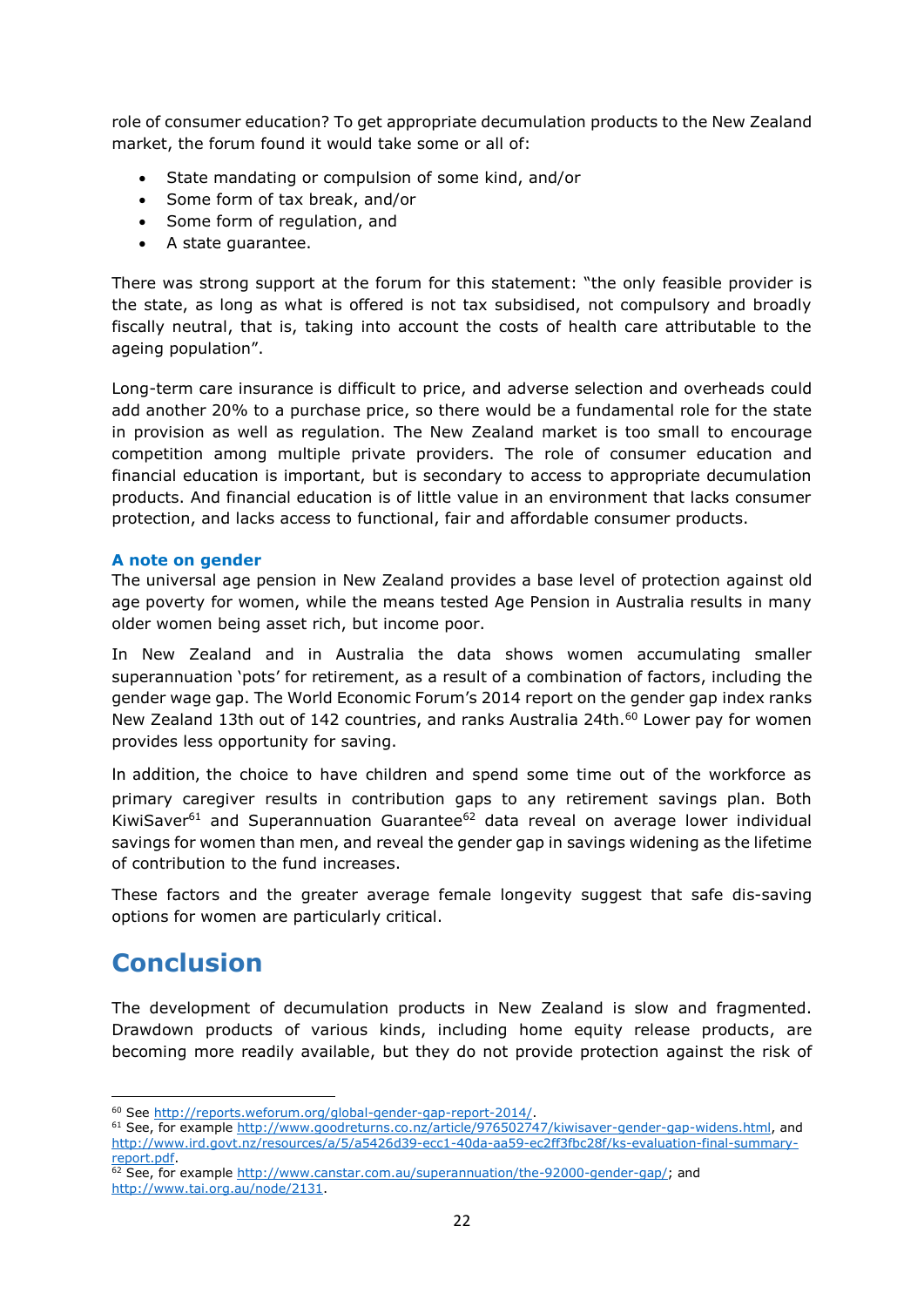role of consumer education? To get appropriate decumulation products to the New Zealand market, the forum found it would take some or all of:

- State mandating or compulsion of some kind, and/or
- Some form of tax break, and/or
- Some form of regulation, and
- A state guarantee.

There was strong support at the forum for this statement: "the only feasible provider is the state, as long as what is offered is not tax subsidised, not compulsory and broadly fiscally neutral, that is, taking into account the costs of health care attributable to the ageing population".

Long-term care insurance is difficult to price, and adverse selection and overheads could add another 20% to a purchase price, so there would be a fundamental role for the state in provision as well as regulation. The New Zealand market is too small to encourage competition among multiple private providers. The role of consumer education and financial education is important, but is secondary to access to appropriate decumulation products. And financial education is of little value in an environment that lacks consumer protection, and lacks access to functional, fair and affordable consumer products.

### A note on gender

The universal age pension in New Zealand provides a base level of protection against old age poverty for women, while the means tested Age Pension in Australia results in many older women being asset rich, but income poor.

In New Zealand and in Australia the data shows women accumulating smaller superannuation 'pots' for retirement, as a result of a combination of factors, including the gender wage gap. The World Economic Forum's 2014 report on the gender gap index ranks New Zealand 13th out of 142 countries, and ranks Australia 24th.[60] Lower pay for women provides less opportunity for saving.

In addition, the choice to have children and spend some time out of the workforce as primary caregiver results in contribution gaps to any retirement savings plan. Both KiwiSaver[61] and Superannuation Guarantee[62] data reveal on average lower individual savings for women than men, and reveal the gender gap in savings widening as the lifetime of contribution to the fund increases.

These factors and the greater average female longevity suggest that safe dis-saving options for women are particularly critical.

# Conclusion

The development of decumulation products in New Zealand is slow and fragmented. Drawdown products of various kinds, including home equity release products, are becoming more readily available, but they do not provide protection against the risk of

---

[60] See http://reports.weforum.org/global-gender-gap-report-2014/.

[61] See, for example http://www.goodreturns.co.nz/article/976502747/kiwisaver-gender-gap-widens.html, and http://www.ird.govt.nz/resources/a/5/a5426d39-ecc1-40da-aa59-ec2ff3fbc28f/ks-evaluation-final-summary-report.pdf.

[62] See, for example http://www.canstar.com.au/superannuation/the-92000-gender-gap/; and http://www.tai.org.au/node/2131.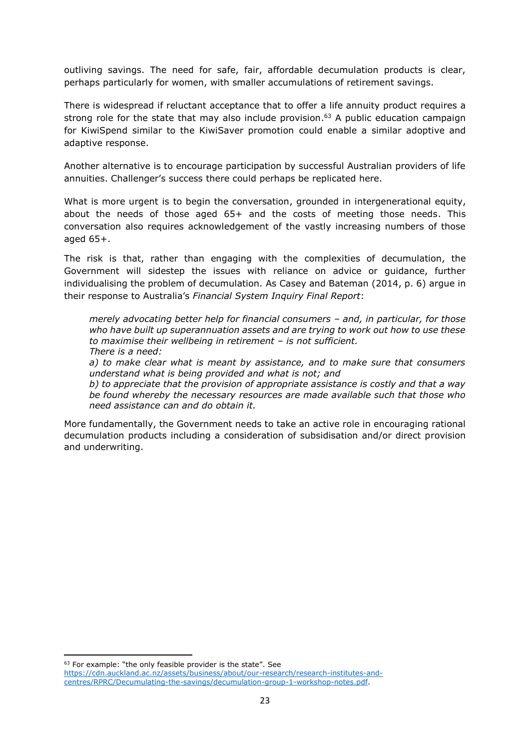outliving savings. The need for safe, fair, affordable decumulation products is clear, perhaps particularly for women, with smaller accumulations of retirement savings.

There is widespread if reluctant acceptance that to offer a life annuity product requires a strong role for the state that may also include provision.[63] A public education campaign for KiwiSpend similar to the KiwiSaver promotion could enable a similar adoptive and adaptive response.

Another alternative is to encourage participation by successful Australian providers of life annuities. Challenger's success there could perhaps be replicated here.

What is more urgent is to begin the conversation, grounded in intergenerational equity, about the needs of those aged 65+ and the costs of meeting those needs. This conversation also requires acknowledgement of the vastly increasing numbers of those aged 65+.

The risk is that, rather than engaging with the complexities of decumulation, the Government will sidestep the issues with reliance on advice or guidance, further individualising the problem of decumulation. As Casey and Bateman (2014, p. 6) argue in their response to Australia's *Financial System Inquiry Final Report*:

> *merely advocating better help for financial consumers – and, in particular, for those who have built up superannuation assets and are trying to work out how to use these to maximise their wellbeing in retirement – is not sufficient.*
> *There is a need:*
> *a) to make clear what is meant by assistance, and to make sure that consumers understand what is being provided and what is not; and*
> *b) to appreciate that the provision of appropriate assistance is costly and that a way be found whereby the necessary resources are made available such that those who need assistance can and do obtain it.*

More fundamentally, the Government needs to take an active role in encouraging rational decumulation products including a consideration of subsidisation and/or direct provision and underwriting.

[63] For example: "the only feasible provider is the state". See https://cdn.auckland.ac.nz/assets/business/about/our-research/research-institutes-and-centres/RPRC/Decumulating-the-savings/decumulation-group-1-workshop-notes.pdf.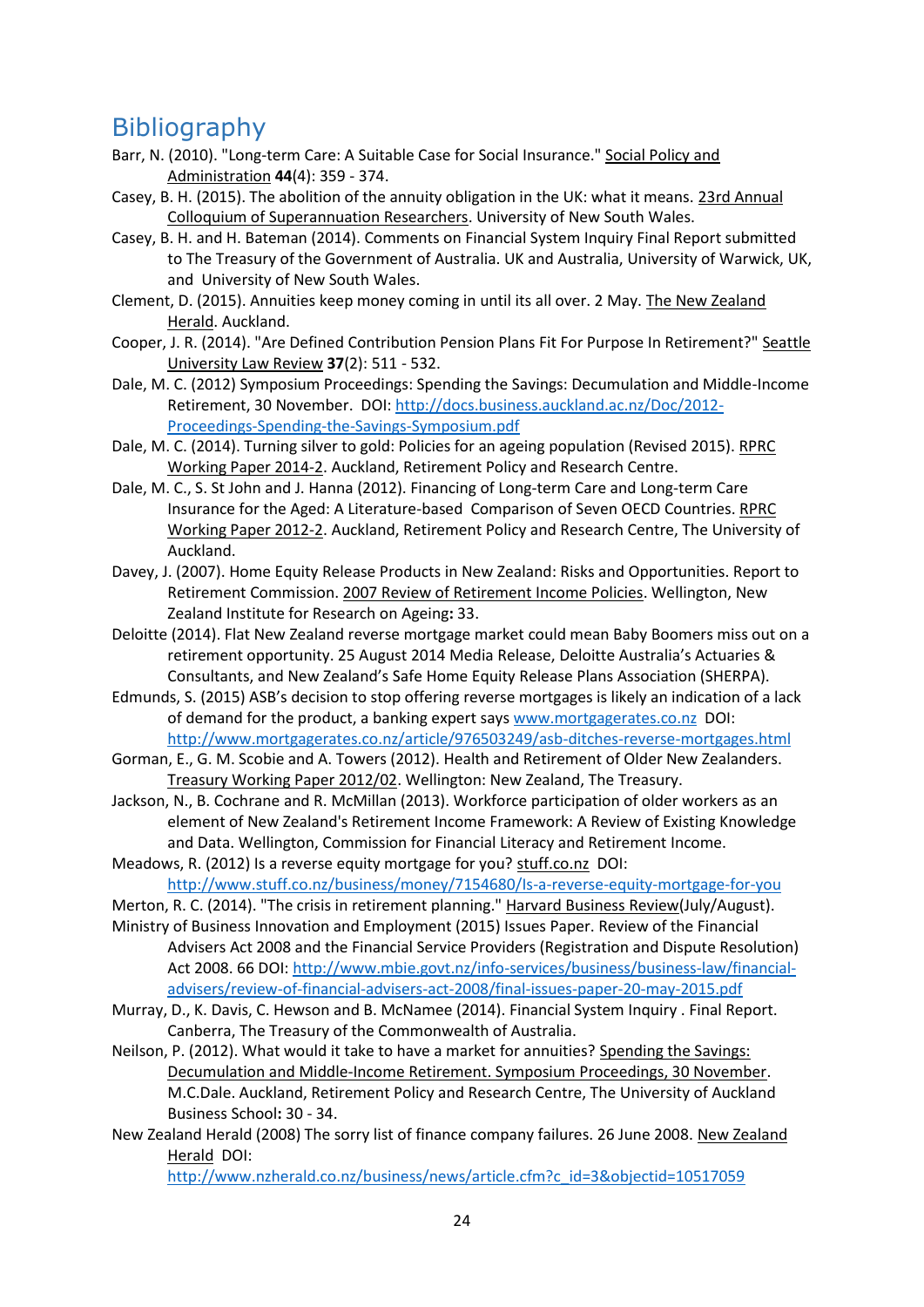# Bibliography

Barr, N. (2010). "Long-term Care: A Suitable Case for Social Insurance." Social Policy and Administration **44**(4): 359 - 374.

Casey, B. H. (2015). The abolition of the annuity obligation in the UK: what it means. 23rd Annual Colloquium of Superannuation Researchers. University of New South Wales.

Casey, B. H. and H. Bateman (2014). Comments on Financial System Inquiry Final Report submitted to The Treasury of the Government of Australia. UK and Australia, University of Warwick, UK, and University of New South Wales.

Clement, D. (2015). Annuities keep money coming in until its all over. 2 May. The New Zealand Herald. Auckland.

Cooper, J. R. (2014). "Are Defined Contribution Pension Plans Fit For Purpose In Retirement?" Seattle University Law Review **37**(2): 511 - 532.

Dale, M. C. (2012) Symposium Proceedings: Spending the Savings: Decumulation and Middle-Income Retirement, 30 November. DOI: http://docs.business.auckland.ac.nz/Doc/2012-Proceedings-Spending-the-Savings-Symposium.pdf

Dale, M. C. (2014). Turning silver to gold: Policies for an ageing population (Revised 2015). RPRC Working Paper 2014-2. Auckland, Retirement Policy and Research Centre.

Dale, M. C., S. St John and J. Hanna (2012). Financing of Long-term Care and Long-term Care Insurance for the Aged: A Literature-based Comparison of Seven OECD Countries. RPRC Working Paper 2012-2. Auckland, Retirement Policy and Research Centre, The University of Auckland.

Davey, J. (2007). Home Equity Release Products in New Zealand: Risks and Opportunities. Report to Retirement Commission. 2007 Review of Retirement Income Policies. Wellington, New Zealand Institute for Research on Ageing**:** 33.

Deloitte (2014). Flat New Zealand reverse mortgage market could mean Baby Boomers miss out on a retirement opportunity. 25 August 2014 Media Release, Deloitte Australia's Actuaries & Consultants, and New Zealand's Safe Home Equity Release Plans Association (SHERPA).

Edmunds, S. (2015) ASB's decision to stop offering reverse mortgages is likely an indication of a lack of demand for the product, a banking expert says www.mortgagerates.co.nz DOI: http://www.mortgagerates.co.nz/article/976503249/asb-ditches-reverse-mortgages.html

Gorman, E., G. M. Scobie and A. Towers (2012). Health and Retirement of Older New Zealanders. Treasury Working Paper 2012/02. Wellington: New Zealand, The Treasury.

Jackson, N., B. Cochrane and R. McMillan (2013). Workforce participation of older workers as an element of New Zealand's Retirement Income Framework: A Review of Existing Knowledge and Data. Wellington, Commission for Financial Literacy and Retirement Income.

Meadows, R. (2012) Is a reverse equity mortgage for you? stuff.co.nz DOI: http://www.stuff.co.nz/business/money/7154680/Is-a-reverse-equity-mortgage-for-you

Merton, R. C. (2014). "The crisis in retirement planning." Harvard Business Review(July/August).

Ministry of Business Innovation and Employment (2015) Issues Paper. Review of the Financial Advisers Act 2008 and the Financial Service Providers (Registration and Dispute Resolution) Act 2008. 66 DOI: http://www.mbie.govt.nz/info-services/business/business-law/financial-advisers/review-of-financial-advisers-act-2008/final-issues-paper-20-may-2015.pdf

Murray, D., K. Davis, C. Hewson and B. McNamee (2014). Financial System Inquiry . Final Report. Canberra, The Treasury of the Commonwealth of Australia.

Neilson, P. (2012). What would it take to have a market for annuities? Spending the Savings: Decumulation and Middle-Income Retirement. Symposium Proceedings, 30 November. M.C.Dale. Auckland, Retirement Policy and Research Centre, The University of Auckland Business School**:** 30 - 34.

New Zealand Herald (2008) The sorry list of finance company failures. 26 June 2008. New Zealand Herald DOI: http://www.nzherald.co.nz/business/news/article.cfm?c_id=3&objectid=10517059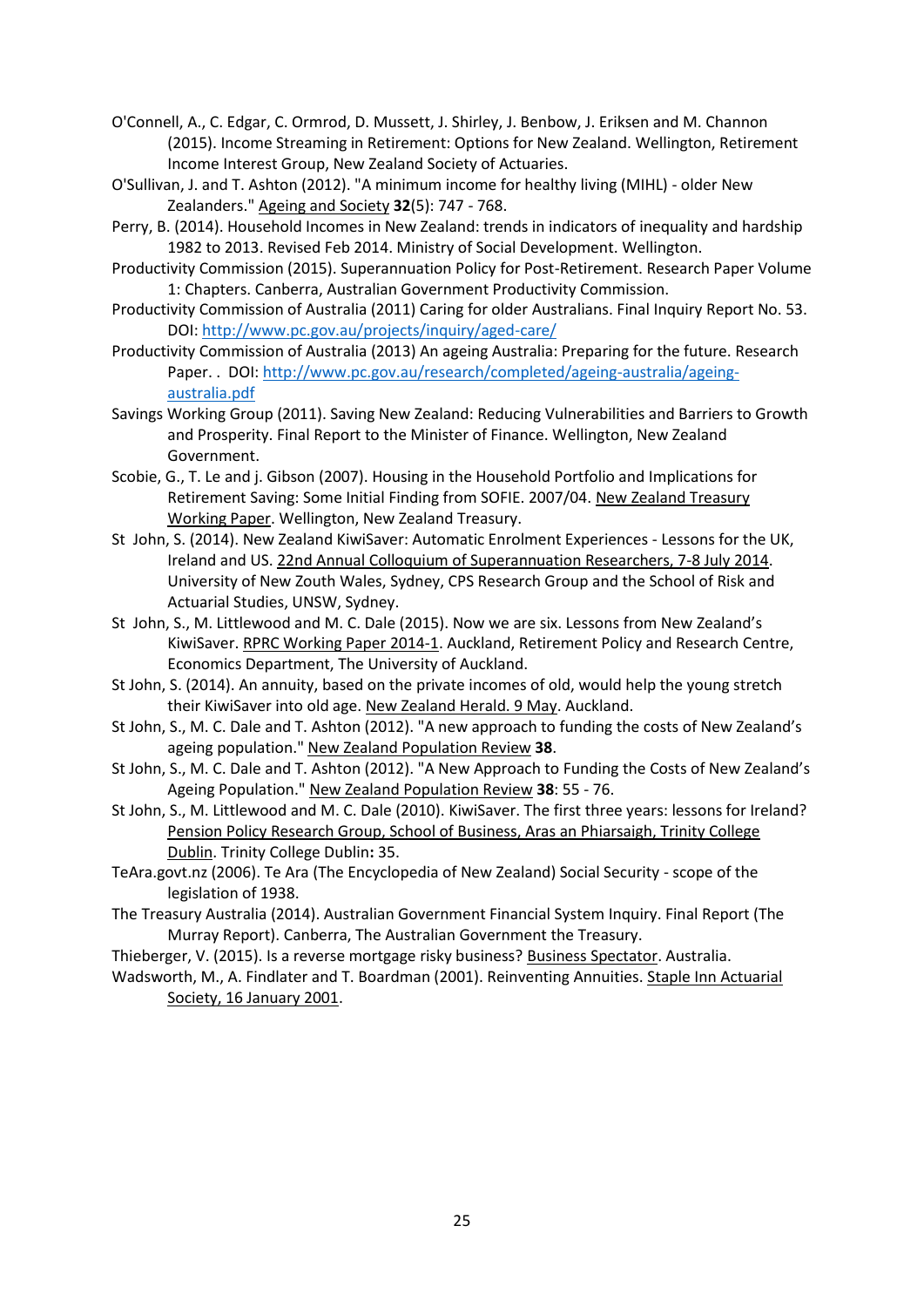O'Connell, A., C. Edgar, C. Ormrod, D. Mussett, J. Shirley, J. Benbow, J. Eriksen and M. Channon (2015). Income Streaming in Retirement: Options for New Zealand. Wellington, Retirement Income Interest Group, New Zealand Society of Actuaries.

O'Sullivan, J. and T. Ashton (2012). "A minimum income for healthy living (MIHL) - older New Zealanders." Ageing and Society **32**(5): 747 - 768.

Perry, B. (2014). Household Incomes in New Zealand: trends in indicators of inequality and hardship 1982 to 2013. Revised Feb 2014. Ministry of Social Development. Wellington.

Productivity Commission (2015). Superannuation Policy for Post-Retirement. Research Paper Volume 1: Chapters. Canberra, Australian Government Productivity Commission.

Productivity Commission of Australia (2011) Caring for older Australians. Final Inquiry Report No. 53. DOI: http://www.pc.gov.au/projects/inquiry/aged-care/

Productivity Commission of Australia (2013) An ageing Australia: Preparing for the future. Research Paper. . DOI: http://www.pc.gov.au/research/completed/ageing-australia/ageing-australia.pdf

Savings Working Group (2011). Saving New Zealand: Reducing Vulnerabilities and Barriers to Growth and Prosperity. Final Report to the Minister of Finance. Wellington, New Zealand Government.

Scobie, G., T. Le and j. Gibson (2007). Housing in the Household Portfolio and Implications for Retirement Saving: Some Initial Finding from SOFIE. 2007/04. New Zealand Treasury Working Paper. Wellington, New Zealand Treasury.

St John, S. (2014). New Zealand KiwiSaver: Automatic Enrolment Experiences - Lessons for the UK, Ireland and US. 22nd Annual Colloquium of Superannuation Researchers, 7-8 July 2014. University of New Zouth Wales, Sydney, CPS Research Group and the School of Risk and Actuarial Studies, UNSW, Sydney.

St John, S., M. Littlewood and M. C. Dale (2015). Now we are six. Lessons from New Zealand's KiwiSaver. RPRC Working Paper 2014-1. Auckland, Retirement Policy and Research Centre, Economics Department, The University of Auckland.

St John, S. (2014). An annuity, based on the private incomes of old, would help the young stretch their KiwiSaver into old age. New Zealand Herald. 9 May. Auckland.

St John, S., M. C. Dale and T. Ashton (2012). "A new approach to funding the costs of New Zealand's ageing population." New Zealand Population Review **38**.

St John, S., M. C. Dale and T. Ashton (2012). "A New Approach to Funding the Costs of New Zealand's Ageing Population." New Zealand Population Review **38**: 55 - 76.

St John, S., M. Littlewood and M. C. Dale (2010). KiwiSaver. The first three years: lessons for Ireland? Pension Policy Research Group, School of Business, Aras an Phiarsaigh, Trinity College Dublin. Trinity College Dublin**:** 35.

TeAra.govt.nz (2006). Te Ara (The Encyclopedia of New Zealand) Social Security - scope of the legislation of 1938.

The Treasury Australia (2014). Australian Government Financial System Inquiry. Final Report (The Murray Report). Canberra, The Australian Government the Treasury.

Thieberger, V. (2015). Is a reverse mortgage risky business? Business Spectator. Australia.

Wadsworth, M., A. Findlater and T. Boardman (2001). Reinventing Annuities. Staple Inn Actuarial Society, 16 January 2001.